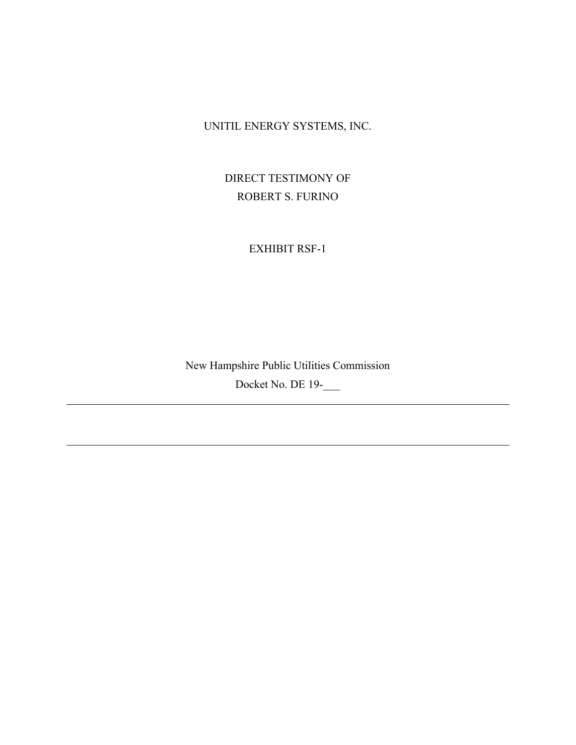UNITIL ENERGY SYSTEMS, INC.

DIRECT TESTIMONY OF
ROBERT S. FURINO

EXHIBIT RSF-1

New Hampshire Public Utilities Commission
Docket No. DE 19-___

---

---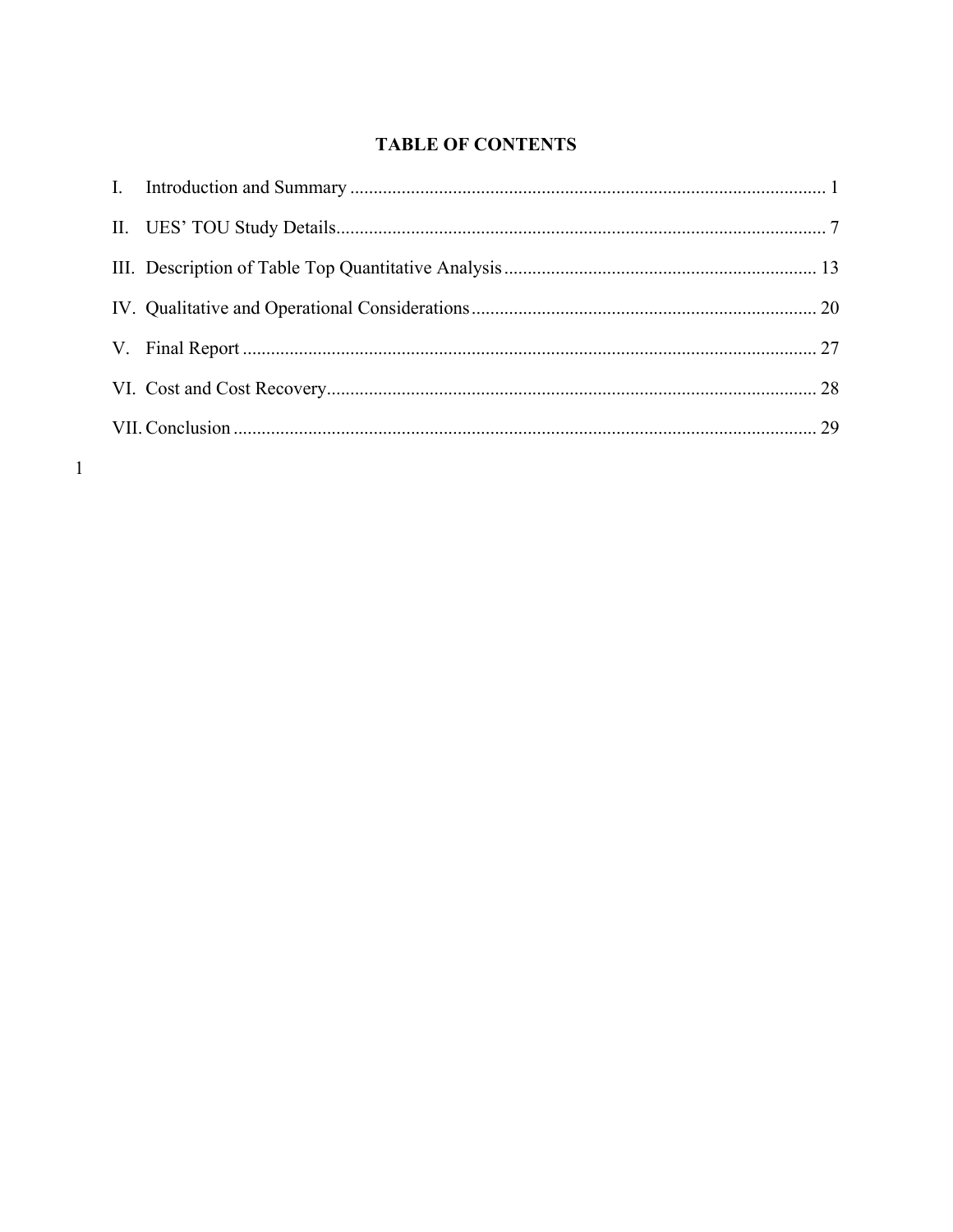# TABLE OF CONTENTS

I. Introduction and Summary ..................................................................................................... 1

II. UES' TOU Study Details........................................................................................................ 7

III. Description of Table Top Quantitative Analysis .................................................................. 13

IV. Qualitative and Operational Considerations ......................................................................... 20

V. Final Report ........................................................................................................................... 27

VI. Cost and Cost Recovery........................................................................................................ 28

VII. Conclusion ........................................................................................................................... 29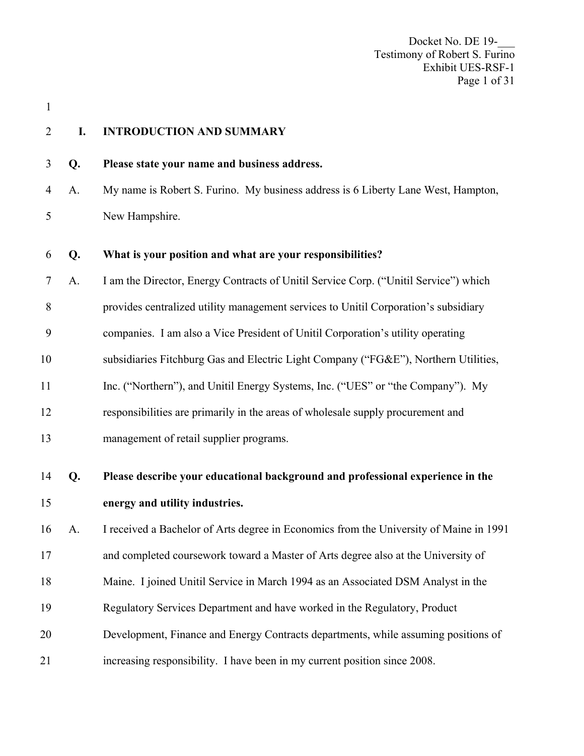## I. INTRODUCTION AND SUMMARY

**Q. Please state your name and business address.**

A. My name is Robert S. Furino. My business address is 6 Liberty Lane West, Hampton, New Hampshire.

**Q. What is your position and what are your responsibilities?**

A. I am the Director, Energy Contracts of Unitil Service Corp. ("Unitil Service") which provides centralized utility management services to Unitil Corporation's subsidiary companies. I am also a Vice President of Unitil Corporation's utility operating subsidiaries Fitchburg Gas and Electric Light Company ("FG&E"), Northern Utilities, Inc. ("Northern"), and Unitil Energy Systems, Inc. ("UES" or "the Company"). My responsibilities are primarily in the areas of wholesale supply procurement and management of retail supplier programs.

**Q. Please describe your educational background and professional experience in the energy and utility industries.**

A. I received a Bachelor of Arts degree in Economics from the University of Maine in 1991 and completed coursework toward a Master of Arts degree also at the University of Maine. I joined Unitil Service in March 1994 as an Associated DSM Analyst in the Regulatory Services Department and have worked in the Regulatory, Product Development, Finance and Energy Contracts departments, while assuming positions of increasing responsibility. I have been in my current position since 2008.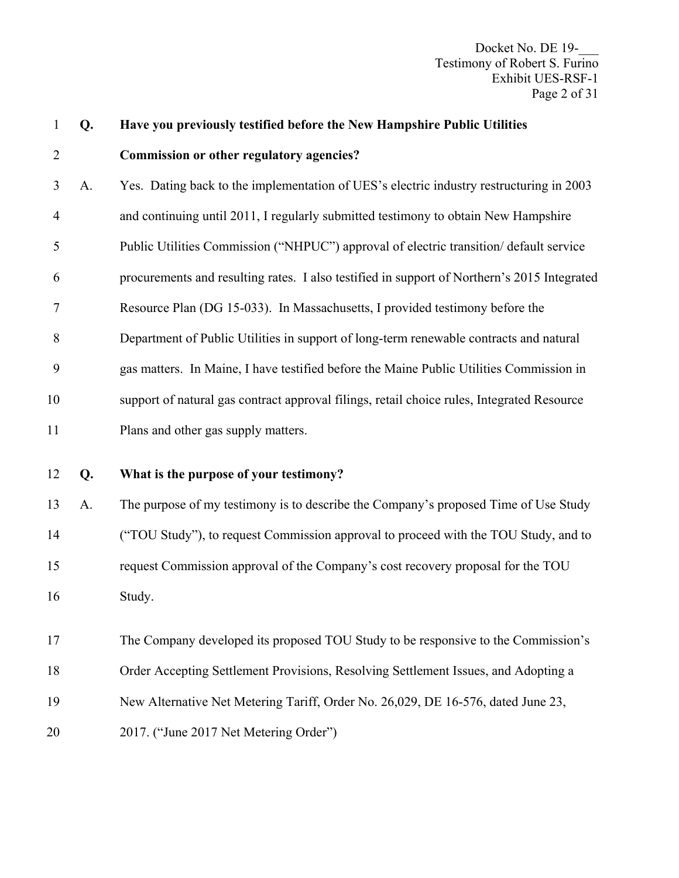**Q. Have you previously testified before the New Hampshire Public Utilities Commission or other regulatory agencies?**

A. Yes. Dating back to the implementation of UES's electric industry restructuring in 2003 and continuing until 2011, I regularly submitted testimony to obtain New Hampshire Public Utilities Commission ("NHPUC") approval of electric transition/ default service procurements and resulting rates. I also testified in support of Northern's 2015 Integrated Resource Plan (DG 15-033). In Massachusetts, I provided testimony before the Department of Public Utilities in support of long-term renewable contracts and natural gas matters. In Maine, I have testified before the Maine Public Utilities Commission in support of natural gas contract approval filings, retail choice rules, Integrated Resource Plans and other gas supply matters.

**Q. What is the purpose of your testimony?**

A. The purpose of my testimony is to describe the Company's proposed Time of Use Study ("TOU Study"), to request Commission approval to proceed with the TOU Study, and to request Commission approval of the Company's cost recovery proposal for the TOU Study.

The Company developed its proposed TOU Study to be responsive to the Commission's Order Accepting Settlement Provisions, Resolving Settlement Issues, and Adopting a New Alternative Net Metering Tariff, Order No. 26,029, DE 16-576, dated June 23, 2017. ("June 2017 Net Metering Order")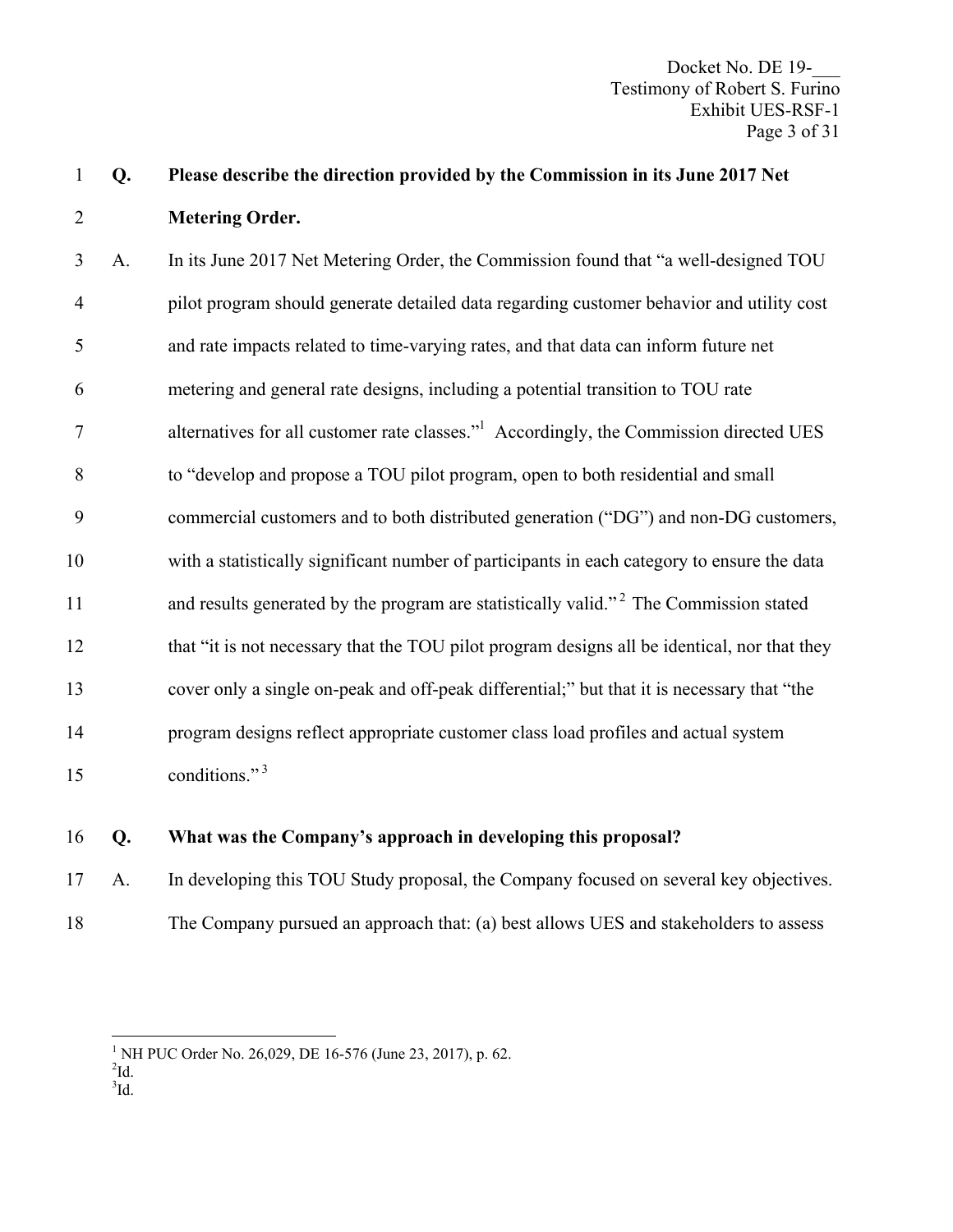**Q. Please describe the direction provided by the Commission in its June 2017 Net Metering Order.**

A. In its June 2017 Net Metering Order, the Commission found that "a well-designed TOU pilot program should generate detailed data regarding customer behavior and utility cost and rate impacts related to time-varying rates, and that data can inform future net metering and general rate designs, including a potential transition to TOU rate alternatives for all customer rate classes."[1] Accordingly, the Commission directed UES to "develop and propose a TOU pilot program, open to both residential and small commercial customers and to both distributed generation ("DG") and non-DG customers, with a statistically significant number of participants in each category to ensure the data and results generated by the program are statistically valid."[2] The Commission stated that "it is not necessary that the TOU pilot program designs all be identical, nor that they cover only a single on-peak and off-peak differential;" but that it is necessary that "the program designs reflect appropriate customer class load profiles and actual system conditions."[3]

**Q. What was the Company's approach in developing this proposal?**

A. In developing this TOU Study proposal, the Company focused on several key objectives. The Company pursued an approach that: (a) best allows UES and stakeholders to assess

---

[1] NH PUC Order No. 26,029, DE 16-576 (June 23, 2017), p. 62.
[2] Id.
[3] Id.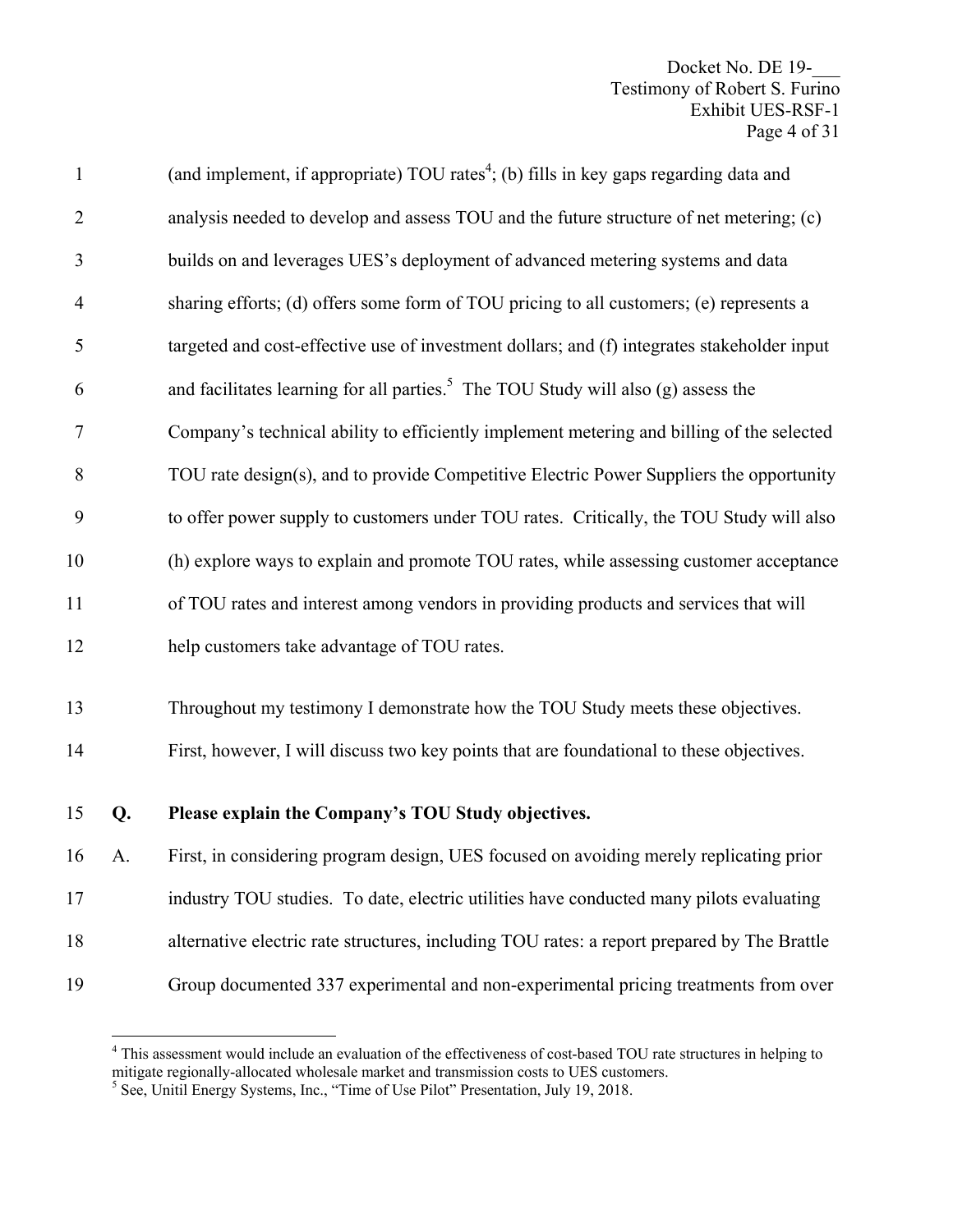(and implement, if appropriate) TOU rates[4]; (b) fills in key gaps regarding data and analysis needed to develop and assess TOU and the future structure of net metering; (c) builds on and leverages UES's deployment of advanced metering systems and data sharing efforts; (d) offers some form of TOU pricing to all customers; (e) represents a targeted and cost-effective use of investment dollars; and (f) integrates stakeholder input and facilitates learning for all parties.[5] The TOU Study will also (g) assess the Company's technical ability to efficiently implement metering and billing of the selected TOU rate design(s), and to provide Competitive Electric Power Suppliers the opportunity to offer power supply to customers under TOU rates. Critically, the TOU Study will also (h) explore ways to explain and promote TOU rates, while assessing customer acceptance of TOU rates and interest among vendors in providing products and services that will help customers take advantage of TOU rates.

Throughout my testimony I demonstrate how the TOU Study meets these objectives. First, however, I will discuss two key points that are foundational to these objectives.

**Q. Please explain the Company's TOU Study objectives.**

A. First, in considering program design, UES focused on avoiding merely replicating prior industry TOU studies. To date, electric utilities have conducted many pilots evaluating alternative electric rate structures, including TOU rates: a report prepared by The Brattle Group documented 337 experimental and non-experimental pricing treatments from over

---

[4] This assessment would include an evaluation of the effectiveness of cost-based TOU rate structures in helping to mitigate regionally-allocated wholesale market and transmission costs to UES customers.

[5] See, Unitil Energy Systems, Inc., "Time of Use Pilot" Presentation, July 19, 2018.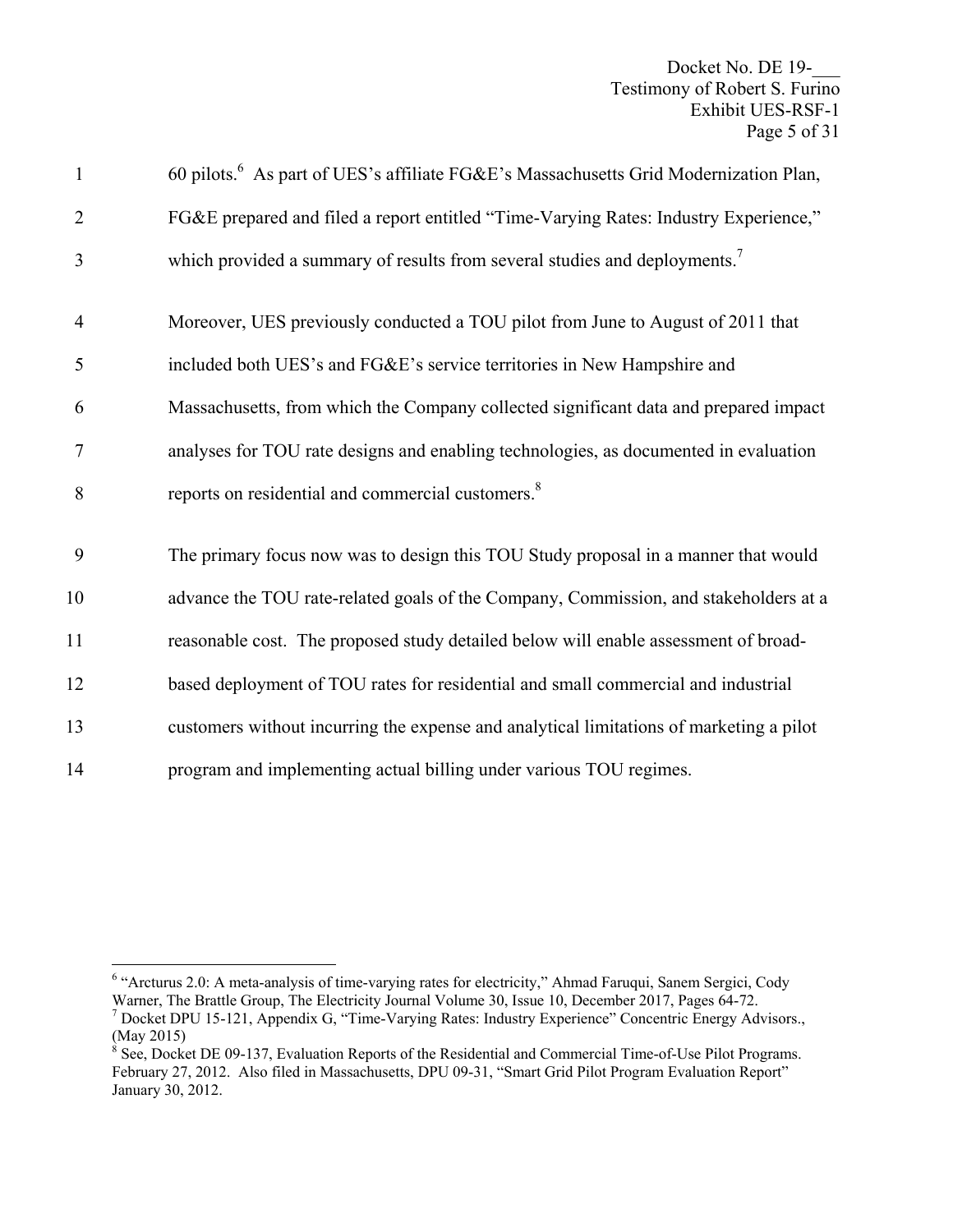60 pilots.[6] As part of UES's affiliate FG&E's Massachusetts Grid Modernization Plan, FG&E prepared and filed a report entitled "Time-Varying Rates: Industry Experience," which provided a summary of results from several studies and deployments.[7]

Moreover, UES previously conducted a TOU pilot from June to August of 2011 that included both UES's and FG&E's service territories in New Hampshire and Massachusetts, from which the Company collected significant data and prepared impact analyses for TOU rate designs and enabling technologies, as documented in evaluation reports on residential and commercial customers.[8]

The primary focus now was to design this TOU Study proposal in a manner that would advance the TOU rate-related goals of the Company, Commission, and stakeholders at a reasonable cost. The proposed study detailed below will enable assessment of broad-based deployment of TOU rates for residential and small commercial and industrial customers without incurring the expense and analytical limitations of marketing a pilot program and implementing actual billing under various TOU regimes.

---

[6] "Arcturus 2.0: A meta-analysis of time-varying rates for electricity," Ahmad Faruqui, Sanem Sergici, Cody Warner, The Brattle Group, The Electricity Journal Volume 30, Issue 10, December 2017, Pages 64-72.

[7] Docket DPU 15-121, Appendix G, "Time-Varying Rates: Industry Experience" Concentric Energy Advisors., (May 2015)

[8] See, Docket DE 09-137, Evaluation Reports of the Residential and Commercial Time-of-Use Pilot Programs. February 27, 2012. Also filed in Massachusetts, DPU 09-31, "Smart Grid Pilot Program Evaluation Report" January 30, 2012.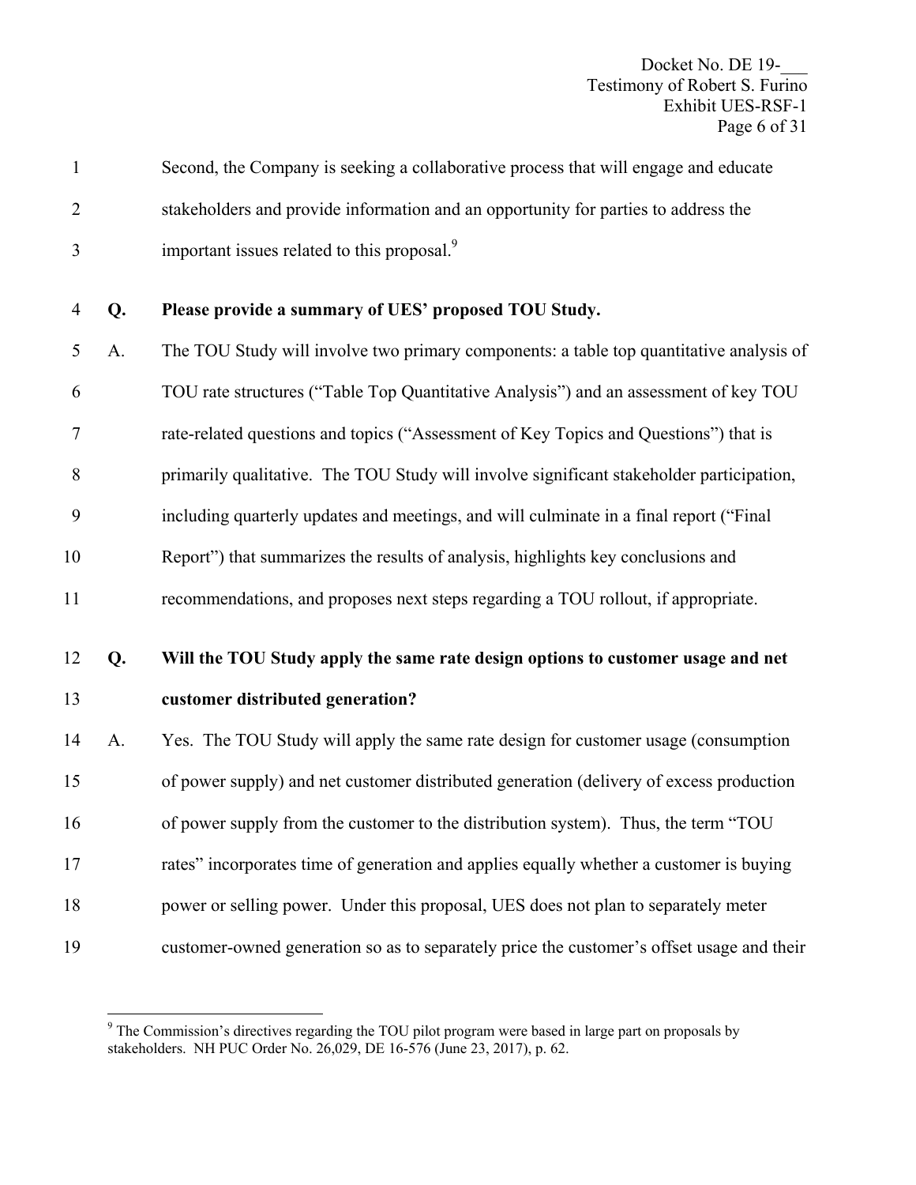Second, the Company is seeking a collaborative process that will engage and educate stakeholders and provide information and an opportunity for parties to address the important issues related to this proposal.[9]

**Q. Please provide a summary of UES' proposed TOU Study.**

A. The TOU Study will involve two primary components: a table top quantitative analysis of TOU rate structures ("Table Top Quantitative Analysis") and an assessment of key TOU rate-related questions and topics ("Assessment of Key Topics and Questions") that is primarily qualitative. The TOU Study will involve significant stakeholder participation, including quarterly updates and meetings, and will culminate in a final report ("Final Report") that summarizes the results of analysis, highlights key conclusions and recommendations, and proposes next steps regarding a TOU rollout, if appropriate.

**Q. Will the TOU Study apply the same rate design options to customer usage and net customer distributed generation?**

A. Yes. The TOU Study will apply the same rate design for customer usage (consumption of power supply) and net customer distributed generation (delivery of excess production of power supply from the customer to the distribution system). Thus, the term "TOU rates" incorporates time of generation and applies equally whether a customer is buying power or selling power. Under this proposal, UES does not plan to separately meter customer-owned generation so as to separately price the customer's offset usage and their

---

[9] The Commission's directives regarding the TOU pilot program were based in large part on proposals by stakeholders. NH PUC Order No. 26,029, DE 16-576 (June 23, 2017), p. 62.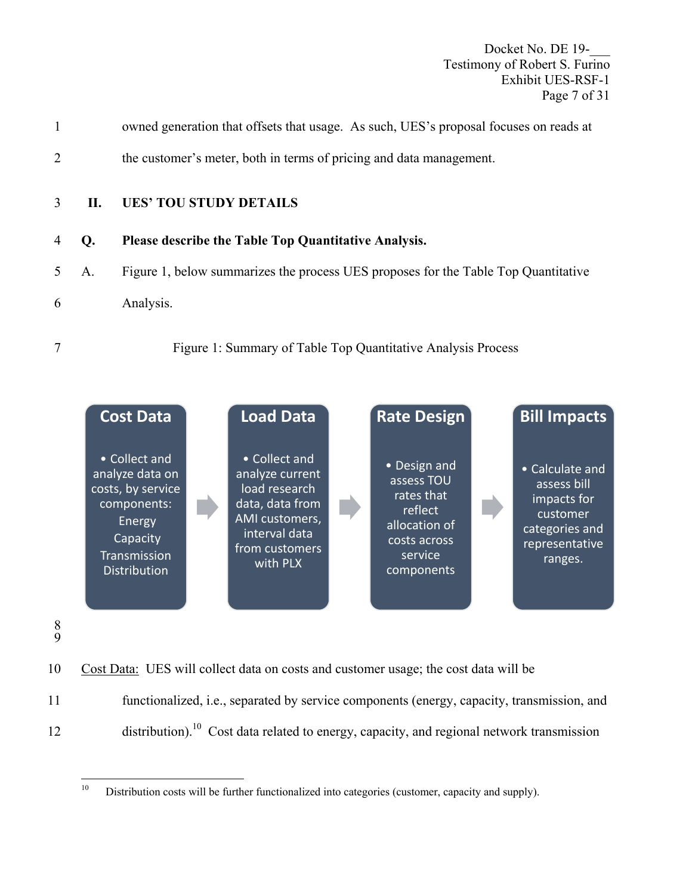owned generation that offsets that usage. As such, UES's proposal focuses on reads at the customer's meter, both in terms of pricing and data management.

## II. UES' TOU STUDY DETAILS

**Q. Please describe the Table Top Quantitative Analysis.**

A. Figure 1, below summarizes the process UES proposes for the Table Top Quantitative Analysis.

Figure 1: Summary of Table Top Quantitative Analysis Process

| Cost Data | → | Load Data | → | Rate Design | → | Bill Impacts |
|---|---|---|---|---|---|---|
| • Collect and analyze data on costs, by service components: Energy, Capacity, Transmission, Distribution | | • Collect and analyze current load research data, data from AMI customers, interval data from customers with PLX | | • Design and assess TOU rates that reflect allocation of costs across service components | | • Calculate and assess bill impacts for customer categories and representative ranges. |

Cost Data: UES will collect data on costs and customer usage; the cost data will be functionalized, i.e., separated by service components (energy, capacity, transmission, and distribution).[10] Cost data related to energy, capacity, and regional network transmission

[10] Distribution costs will be further functionalized into categories (customer, capacity and supply).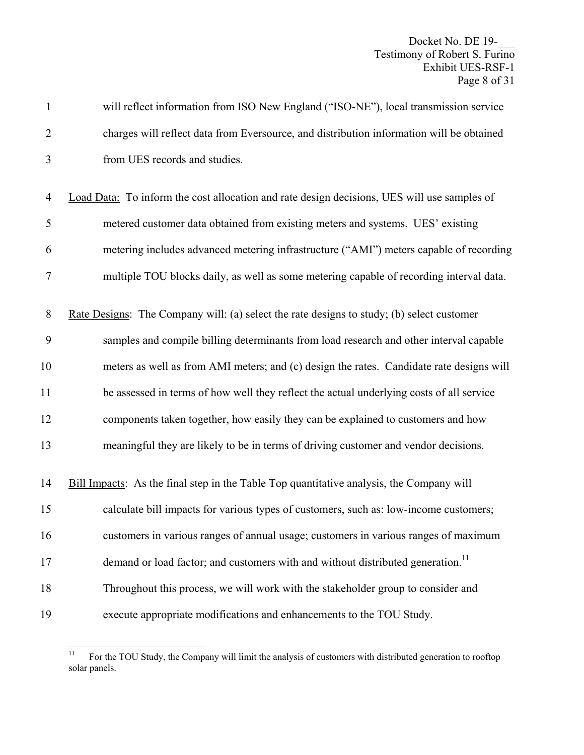will reflect information from ISO New England ("ISO-NE"), local transmission service charges will reflect data from Eversource, and distribution information will be obtained from UES records and studies.

Load Data: To inform the cost allocation and rate design decisions, UES will use samples of metered customer data obtained from existing meters and systems. UES' existing metering includes advanced metering infrastructure ("AMI") meters capable of recording multiple TOU blocks daily, as well as some metering capable of recording interval data.

Rate Designs: The Company will: (a) select the rate designs to study; (b) select customer samples and compile billing determinants from load research and other interval capable meters as well as from AMI meters; and (c) design the rates. Candidate rate designs will be assessed in terms of how well they reflect the actual underlying costs of all service components taken together, how easily they can be explained to customers and how meaningful they are likely to be in terms of driving customer and vendor decisions.

Bill Impacts: As the final step in the Table Top quantitative analysis, the Company will calculate bill impacts for various types of customers, such as: low-income customers; customers in various ranges of annual usage; customers in various ranges of maximum demand or load factor; and customers with and without distributed generation.[11] Throughout this process, we will work with the stakeholder group to consider and execute appropriate modifications and enhancements to the TOU Study.

---

[11] For the TOU Study, the Company will limit the analysis of customers with distributed generation to rooftop solar panels.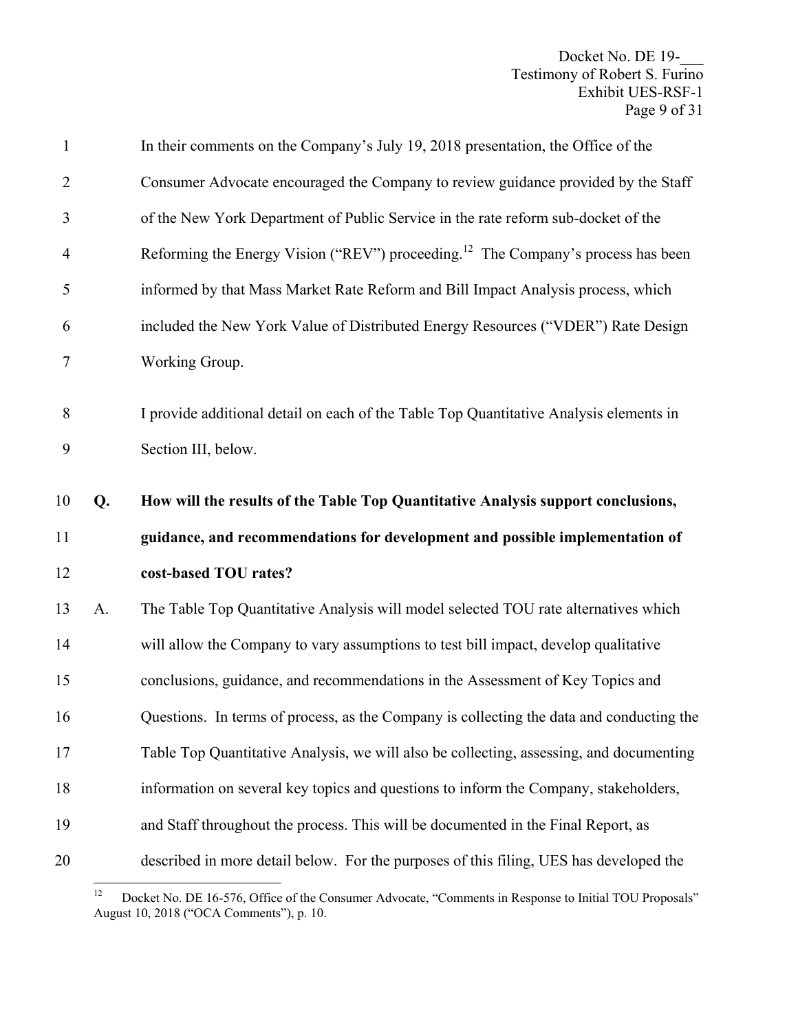In their comments on the Company's July 19, 2018 presentation, the Office of the Consumer Advocate encouraged the Company to review guidance provided by the Staff of the New York Department of Public Service in the rate reform sub-docket of the Reforming the Energy Vision ("REV") proceeding.[12] The Company's process has been informed by that Mass Market Rate Reform and Bill Impact Analysis process, which included the New York Value of Distributed Energy Resources ("VDER") Rate Design Working Group.

I provide additional detail on each of the Table Top Quantitative Analysis elements in Section III, below.

**Q. How will the results of the Table Top Quantitative Analysis support conclusions, guidance, and recommendations for development and possible implementation of cost-based TOU rates?**

A. The Table Top Quantitative Analysis will model selected TOU rate alternatives which will allow the Company to vary assumptions to test bill impact, develop qualitative conclusions, guidance, and recommendations in the Assessment of Key Topics and Questions. In terms of process, as the Company is collecting the data and conducting the Table Top Quantitative Analysis, we will also be collecting, assessing, and documenting information on several key topics and questions to inform the Company, stakeholders, and Staff throughout the process. This will be documented in the Final Report, as described in more detail below. For the purposes of this filing, UES has developed the

[12] Docket No. DE 16-576, Office of the Consumer Advocate, "Comments in Response to Initial TOU Proposals" August 10, 2018 ("OCA Comments"), p. 10.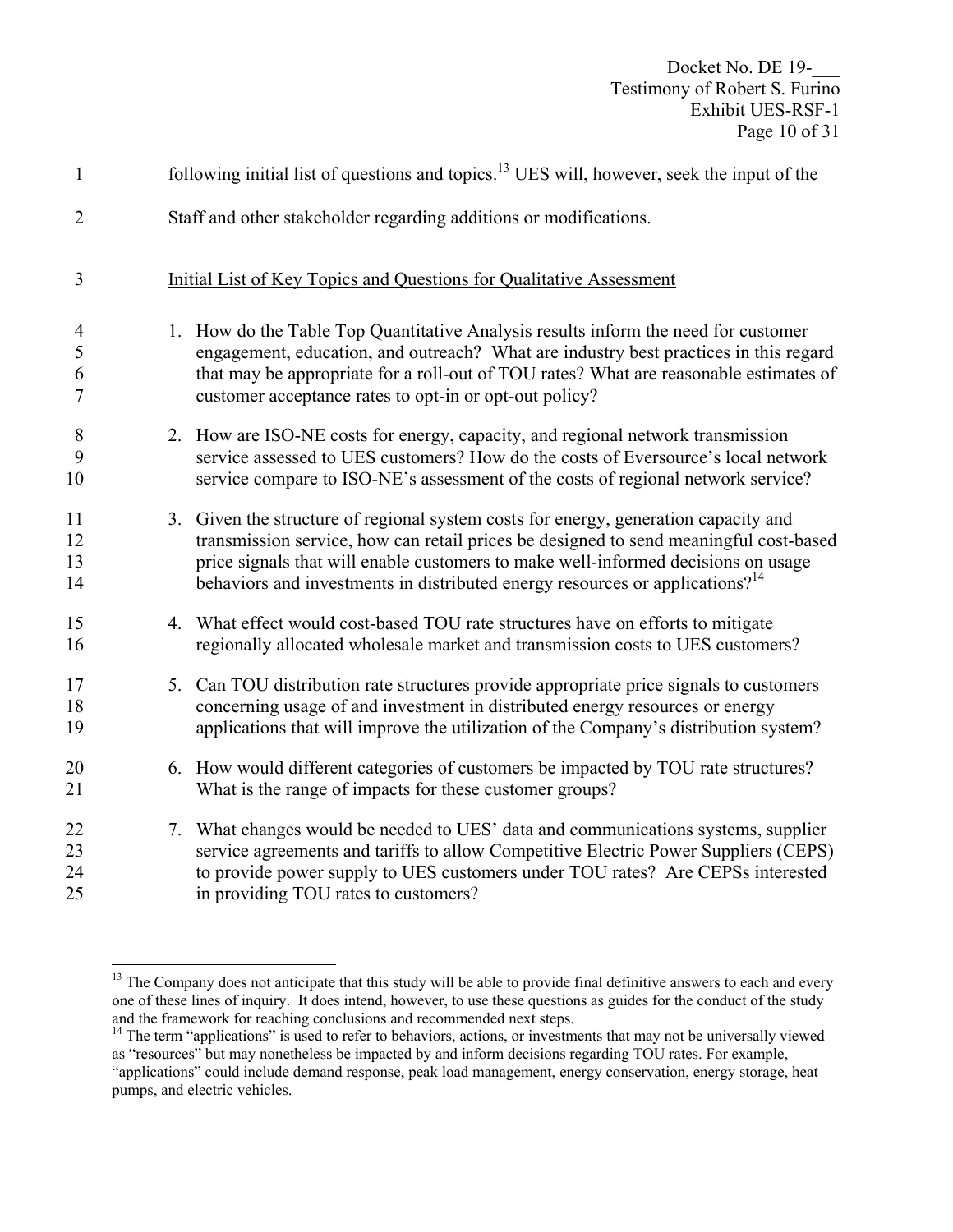following initial list of questions and topics.[13] UES will, however, seek the input of the Staff and other stakeholder regarding additions or modifications.

Initial List of Key Topics and Questions for Qualitative Assessment

1. How do the Table Top Quantitative Analysis results inform the need for customer engagement, education, and outreach? What are industry best practices in this regard that may be appropriate for a roll-out of TOU rates? What are reasonable estimates of customer acceptance rates to opt-in or opt-out policy?

2. How are ISO-NE costs for energy, capacity, and regional network transmission service assessed to UES customers? How do the costs of Eversource's local network service compare to ISO-NE's assessment of the costs of regional network service?

3. Given the structure of regional system costs for energy, generation capacity and transmission service, how can retail prices be designed to send meaningful cost-based price signals that will enable customers to make well-informed decisions on usage behaviors and investments in distributed energy resources or applications?[14]

4. What effect would cost-based TOU rate structures have on efforts to mitigate regionally allocated wholesale market and transmission costs to UES customers?

5. Can TOU distribution rate structures provide appropriate price signals to customers concerning usage of and investment in distributed energy resources or energy applications that will improve the utilization of the Company's distribution system?

6. How would different categories of customers be impacted by TOU rate structures? What is the range of impacts for these customer groups?

7. What changes would be needed to UES' data and communications systems, supplier service agreements and tariffs to allow Competitive Electric Power Suppliers (CEPS) to provide power supply to UES customers under TOU rates? Are CEPSs interested in providing TOU rates to customers?

---

[13] The Company does not anticipate that this study will be able to provide final definitive answers to each and every one of these lines of inquiry. It does intend, however, to use these questions as guides for the conduct of the study and the framework for reaching conclusions and recommended next steps.

[14] The term "applications" is used to refer to behaviors, actions, or investments that may not be universally viewed as "resources" but may nonetheless be impacted by and inform decisions regarding TOU rates. For example, "applications" could include demand response, peak load management, energy conservation, energy storage, heat pumps, and electric vehicles.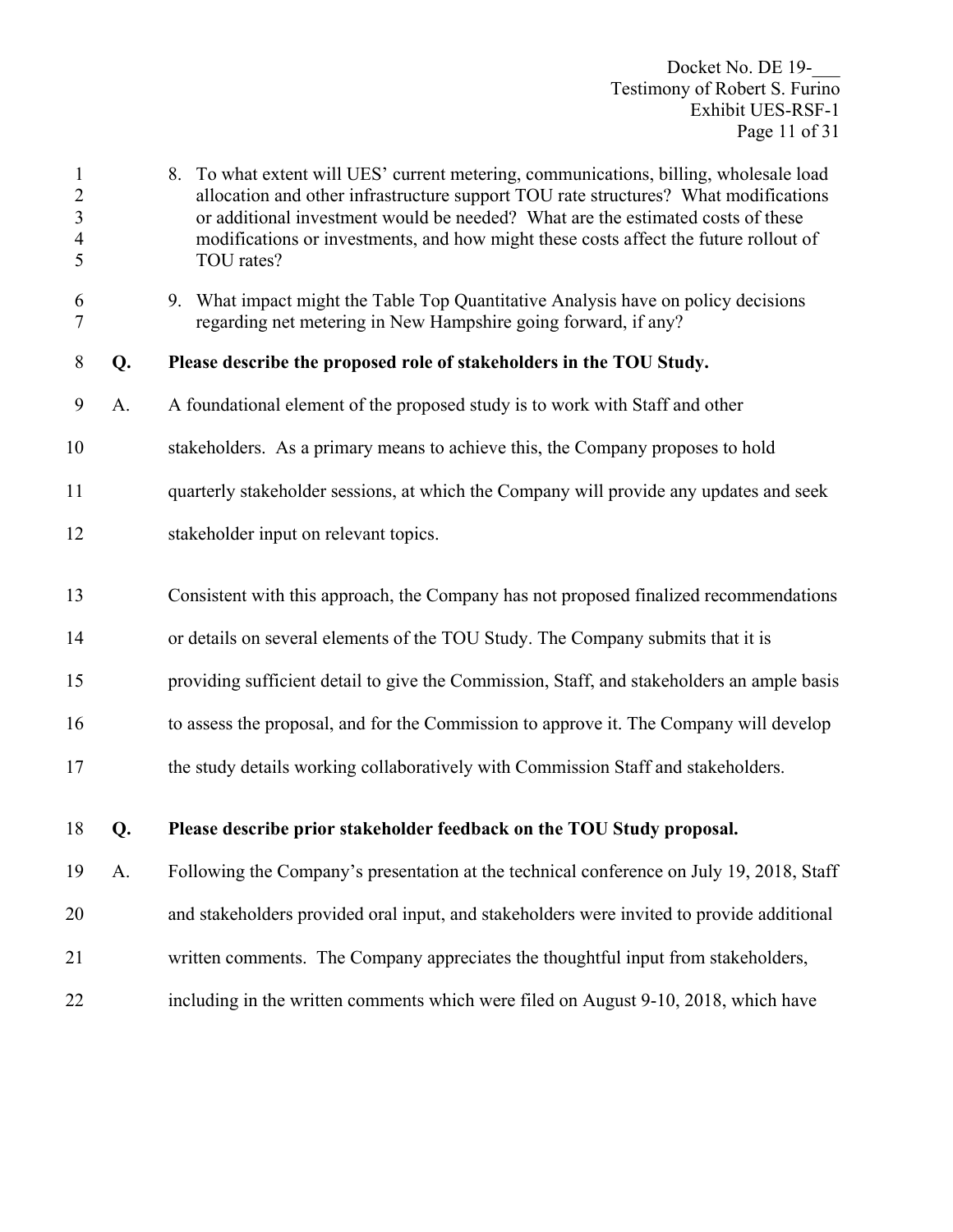8. To what extent will UES' current metering, communications, billing, wholesale load allocation and other infrastructure support TOU rate structures? What modifications or additional investment would be needed? What are the estimated costs of these modifications or investments, and how might these costs affect the future rollout of TOU rates?

9. What impact might the Table Top Quantitative Analysis have on policy decisions regarding net metering in New Hampshire going forward, if any?

**Q. Please describe the proposed role of stakeholders in the TOU Study.**

A. A foundational element of the proposed study is to work with Staff and other stakeholders. As a primary means to achieve this, the Company proposes to hold quarterly stakeholder sessions, at which the Company will provide any updates and seek stakeholder input on relevant topics.

Consistent with this approach, the Company has not proposed finalized recommendations or details on several elements of the TOU Study. The Company submits that it is providing sufficient detail to give the Commission, Staff, and stakeholders an ample basis to assess the proposal, and for the Commission to approve it. The Company will develop the study details working collaboratively with Commission Staff and stakeholders.

**Q. Please describe prior stakeholder feedback on the TOU Study proposal.**

A. Following the Company's presentation at the technical conference on July 19, 2018, Staff and stakeholders provided oral input, and stakeholders were invited to provide additional written comments. The Company appreciates the thoughtful input from stakeholders, including in the written comments which were filed on August 9-10, 2018, which have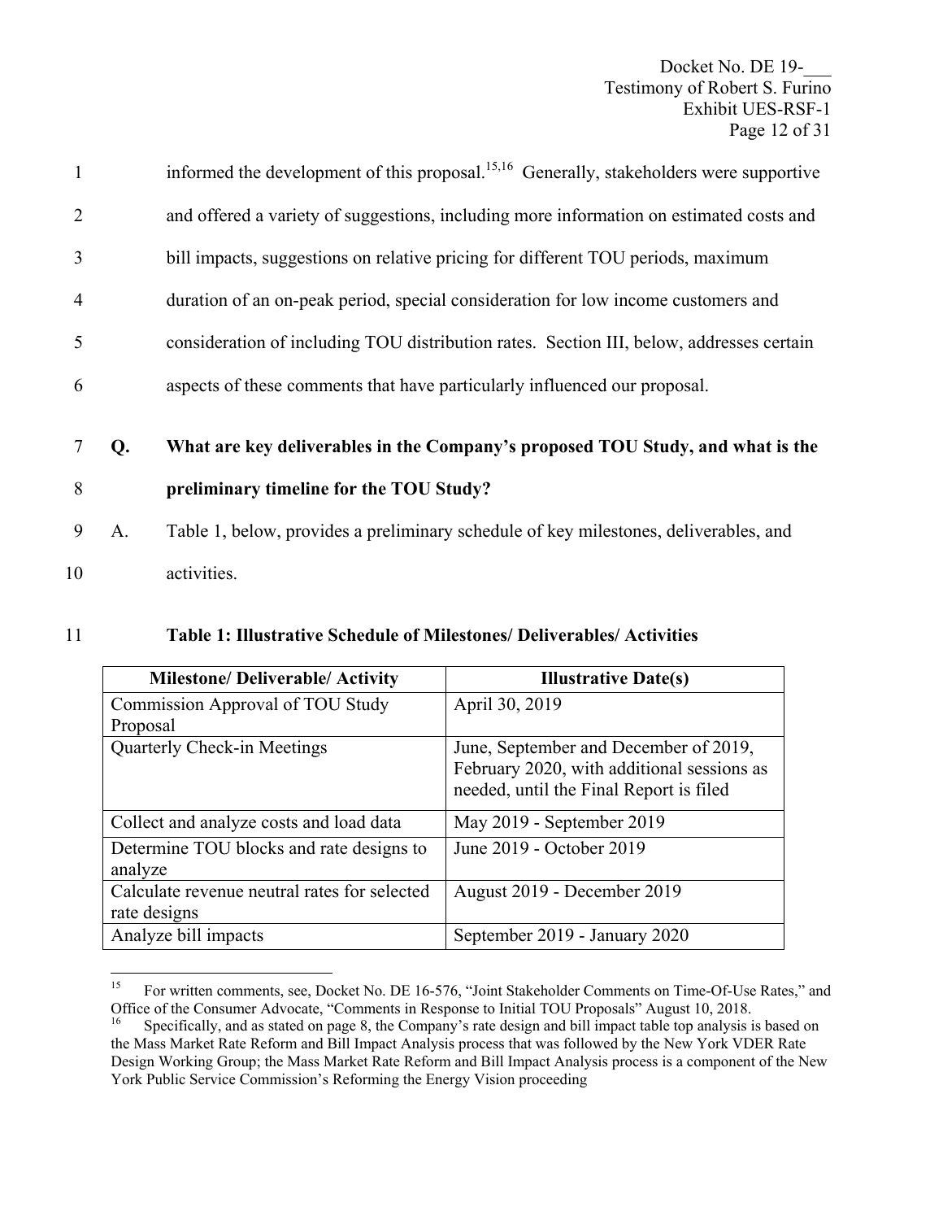informed the development of this proposal.[15,16] Generally, stakeholders were supportive and offered a variety of suggestions, including more information on estimated costs and bill impacts, suggestions on relative pricing for different TOU periods, maximum duration of an on-peak period, special consideration for low income customers and consideration of including TOU distribution rates. Section III, below, addresses certain aspects of these comments that have particularly influenced our proposal.

**Q. What are key deliverables in the Company's proposed TOU Study, and what is the preliminary timeline for the TOU Study?**

A. Table 1, below, provides a preliminary schedule of key milestones, deliverables, and activities.

**Table 1: Illustrative Schedule of Milestones/ Deliverables/ Activities**

| Milestone/ Deliverable/ Activity | Illustrative Date(s) |
|---|---|
| Commission Approval of TOU Study Proposal | April 30, 2019 |
| Quarterly Check-in Meetings | June, September and December of 2019, February 2020, with additional sessions as needed, until the Final Report is filed |
| Collect and analyze costs and load data | May 2019 - September 2019 |
| Determine TOU blocks and rate designs to analyze | June 2019 - October 2019 |
| Calculate revenue neutral rates for selected rate designs | August 2019 - December 2019 |
| Analyze bill impacts | September 2019 - January 2020 |

[15] For written comments, see, Docket No. DE 16-576, "Joint Stakeholder Comments on Time-Of-Use Rates," and Office of the Consumer Advocate, "Comments in Response to Initial TOU Proposals" August 10, 2018.

[16] Specifically, and as stated on page 8, the Company's rate design and bill impact table top analysis is based on the Mass Market Rate Reform and Bill Impact Analysis process that was followed by the New York VDER Rate Design Working Group; the Mass Market Rate Reform and Bill Impact Analysis process is a component of the New York Public Service Commission's Reforming the Energy Vision proceeding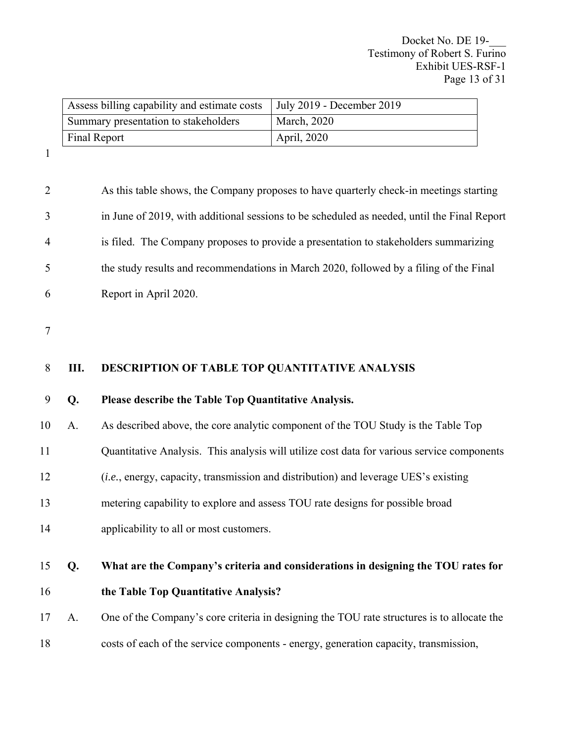| Assess billing capability and estimate costs | July 2019 - December 2019 |
| --- | --- |
| Summary presentation to stakeholders | March, 2020 |
| Final Report | April, 2020 |

As this table shows, the Company proposes to have quarterly check-in meetings starting in June of 2019, with additional sessions to be scheduled as needed, until the Final Report is filed. The Company proposes to provide a presentation to stakeholders summarizing the study results and recommendations in March 2020, followed by a filing of the Final Report in April 2020.

## III. DESCRIPTION OF TABLE TOP QUANTITATIVE ANALYSIS

**Q. Please describe the Table Top Quantitative Analysis.**

A. As described above, the core analytic component of the TOU Study is the Table Top Quantitative Analysis. This analysis will utilize cost data for various service components (*i.e.*, energy, capacity, transmission and distribution) and leverage UES's existing metering capability to explore and assess TOU rate designs for possible broad applicability to all or most customers.

**Q. What are the Company's criteria and considerations in designing the TOU rates for the Table Top Quantitative Analysis?**

A. One of the Company's core criteria in designing the TOU rate structures is to allocate the costs of each of the service components - energy, generation capacity, transmission,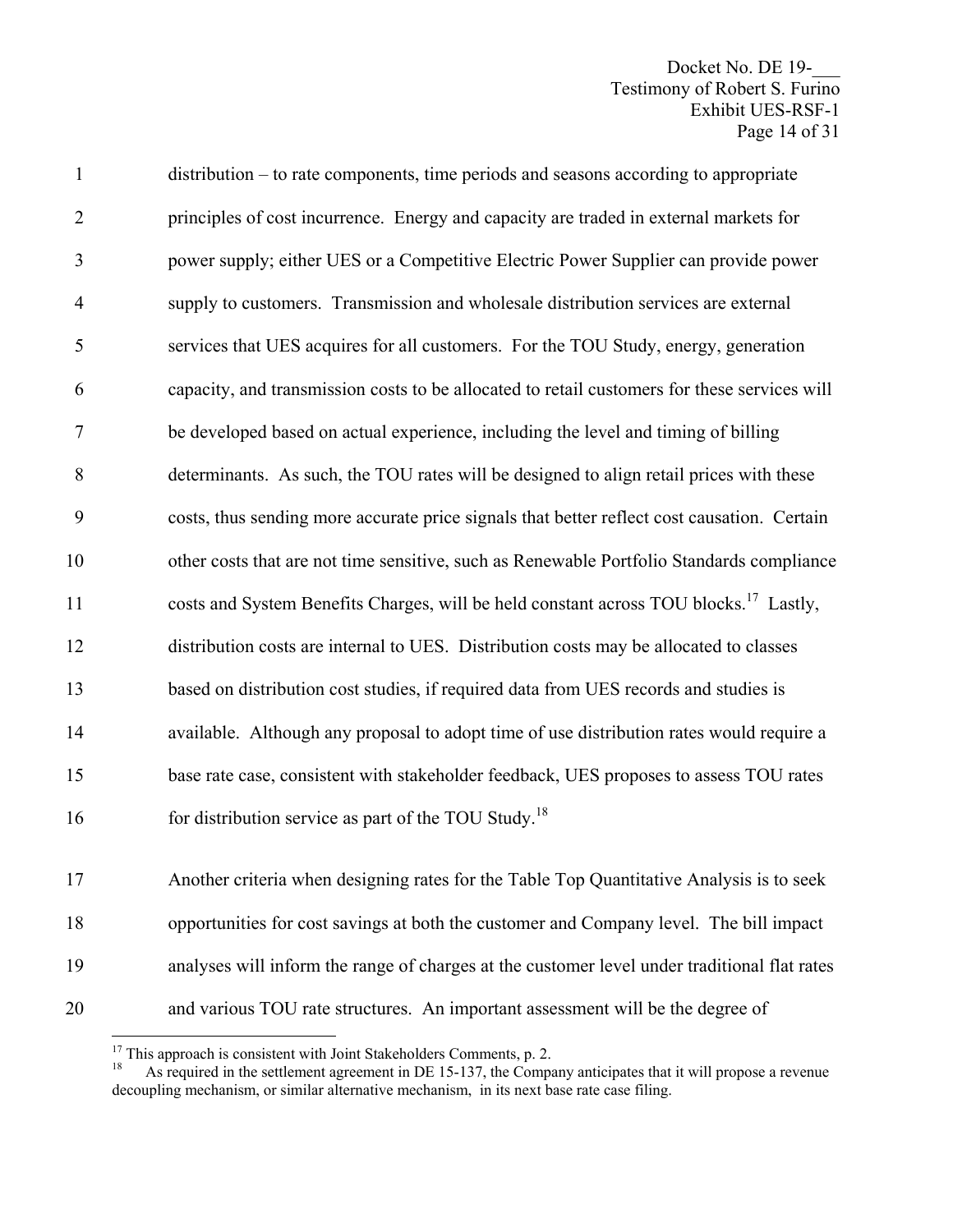distribution – to rate components, time periods and seasons according to appropriate principles of cost incurrence. Energy and capacity are traded in external markets for power supply; either UES or a Competitive Electric Power Supplier can provide power supply to customers. Transmission and wholesale distribution services are external services that UES acquires for all customers. For the TOU Study, energy, generation capacity, and transmission costs to be allocated to retail customers for these services will be developed based on actual experience, including the level and timing of billing determinants. As such, the TOU rates will be designed to align retail prices with these costs, thus sending more accurate price signals that better reflect cost causation. Certain other costs that are not time sensitive, such as Renewable Portfolio Standards compliance costs and System Benefits Charges, will be held constant across TOU blocks.[17] Lastly, distribution costs are internal to UES. Distribution costs may be allocated to classes based on distribution cost studies, if required data from UES records and studies is available. Although any proposal to adopt time of use distribution rates would require a base rate case, consistent with stakeholder feedback, UES proposes to assess TOU rates for distribution service as part of the TOU Study.[18]

Another criteria when designing rates for the Table Top Quantitative Analysis is to seek opportunities for cost savings at both the customer and Company level. The bill impact analyses will inform the range of charges at the customer level under traditional flat rates and various TOU rate structures. An important assessment will be the degree of

---

[17] This approach is consistent with Joint Stakeholders Comments, p. 2.

[18] As required in the settlement agreement in DE 15-137, the Company anticipates that it will propose a revenue decoupling mechanism, or similar alternative mechanism, in its next base rate case filing.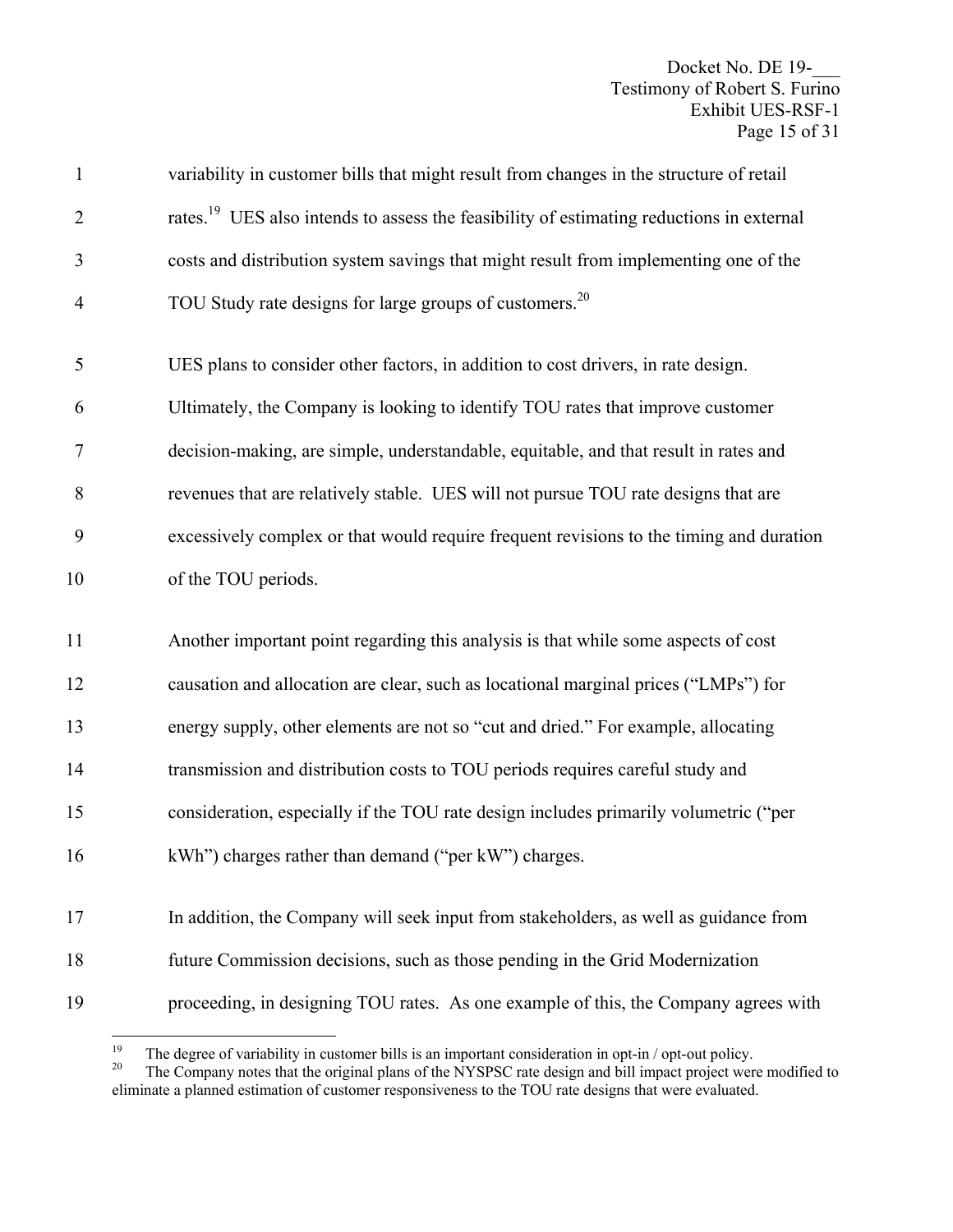variability in customer bills that might result from changes in the structure of retail rates.[19] UES also intends to assess the feasibility of estimating reductions in external costs and distribution system savings that might result from implementing one of the TOU Study rate designs for large groups of customers.[20]

UES plans to consider other factors, in addition to cost drivers, in rate design. Ultimately, the Company is looking to identify TOU rates that improve customer decision-making, are simple, understandable, equitable, and that result in rates and revenues that are relatively stable. UES will not pursue TOU rate designs that are excessively complex or that would require frequent revisions to the timing and duration of the TOU periods.

Another important point regarding this analysis is that while some aspects of cost causation and allocation are clear, such as locational marginal prices ("LMPs") for energy supply, other elements are not so "cut and dried." For example, allocating transmission and distribution costs to TOU periods requires careful study and consideration, especially if the TOU rate design includes primarily volumetric ("per kWh") charges rather than demand ("per kW") charges.

In addition, the Company will seek input from stakeholders, as well as guidance from future Commission decisions, such as those pending in the Grid Modernization proceeding, in designing TOU rates. As one example of this, the Company agrees with

---

[19] The degree of variability in customer bills is an important consideration in opt-in / opt-out policy.

[20] The Company notes that the original plans of the NYSPSC rate design and bill impact project were modified to eliminate a planned estimation of customer responsiveness to the TOU rate designs that were evaluated.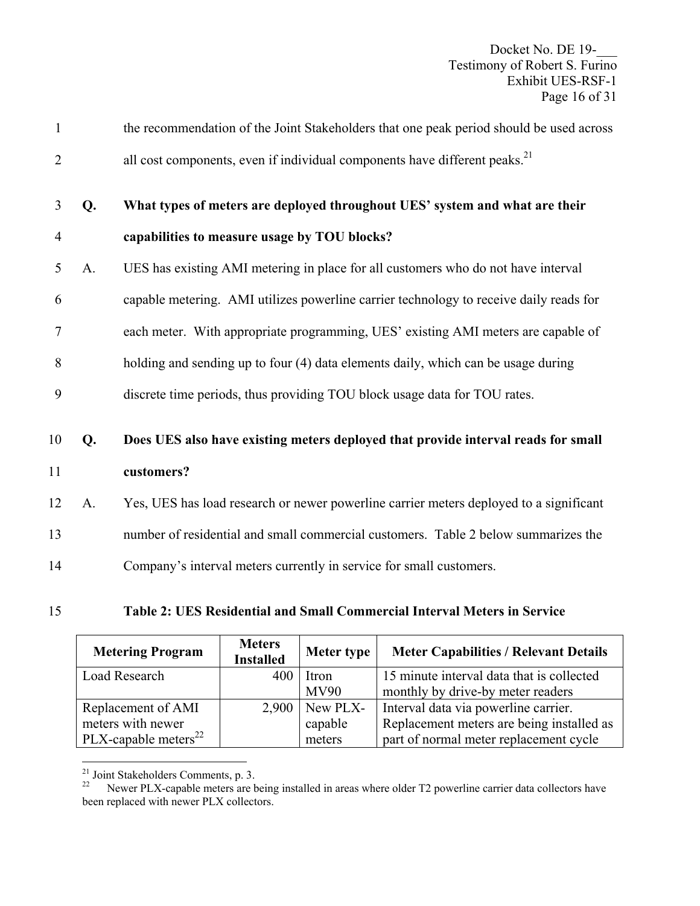the recommendation of the Joint Stakeholders that one peak period should be used across all cost components, even if individual components have different peaks.[21]

**Q. What types of meters are deployed throughout UES' system and what are their capabilities to measure usage by TOU blocks?**

A. UES has existing AMI metering in place for all customers who do not have interval capable metering. AMI utilizes powerline carrier technology to receive daily reads for each meter. With appropriate programming, UES' existing AMI meters are capable of holding and sending up to four (4) data elements daily, which can be usage during discrete time periods, thus providing TOU block usage data for TOU rates.

**Q. Does UES also have existing meters deployed that provide interval reads for small customers?**

A. Yes, UES has load research or newer powerline carrier meters deployed to a significant number of residential and small commercial customers. Table 2 below summarizes the Company's interval meters currently in service for small customers.

**Table 2: UES Residential and Small Commercial Interval Meters in Service**

| Metering Program | Meters Installed | Meter type | Meter Capabilities / Relevant Details |
|---|---|---|---|
| Load Research | 400 | Itron MV90 | 15 minute interval data that is collected monthly by drive-by meter readers |
| Replacement of AMI meters with newer PLX-capable meters[22] | 2,900 | New PLX-capable meters | Interval data via powerline carrier. Replacement meters are being installed as part of normal meter replacement cycle |

---

[21] Joint Stakeholders Comments, p. 3.

[22] Newer PLX-capable meters are being installed in areas where older T2 powerline carrier data collectors have been replaced with newer PLX collectors.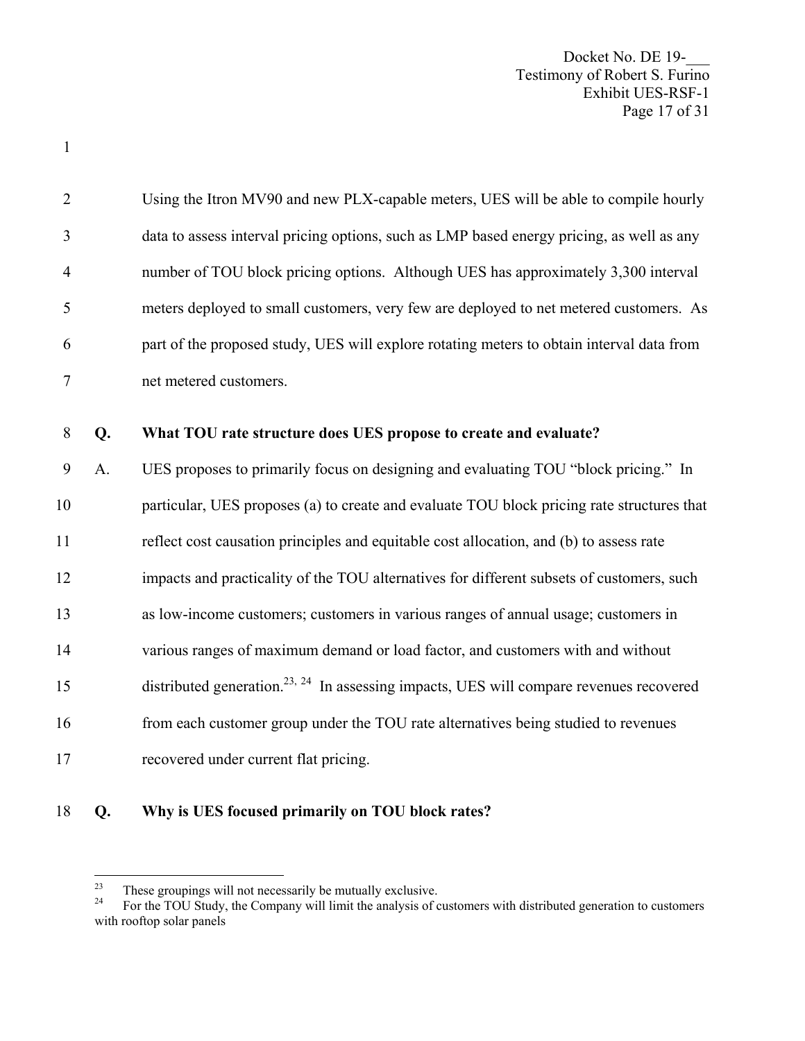Using the Itron MV90 and new PLX-capable meters, UES will be able to compile hourly data to assess interval pricing options, such as LMP based energy pricing, as well as any number of TOU block pricing options. Although UES has approximately 3,300 interval meters deployed to small customers, very few are deployed to net metered customers. As part of the proposed study, UES will explore rotating meters to obtain interval data from net metered customers.

**Q. What TOU rate structure does UES propose to create and evaluate?**

A. UES proposes to primarily focus on designing and evaluating TOU "block pricing." In particular, UES proposes (a) to create and evaluate TOU block pricing rate structures that reflect cost causation principles and equitable cost allocation, and (b) to assess rate impacts and practicality of the TOU alternatives for different subsets of customers, such as low-income customers; customers in various ranges of annual usage; customers in various ranges of maximum demand or load factor, and customers with and without distributed generation.[23, 24] In assessing impacts, UES will compare revenues recovered from each customer group under the TOU rate alternatives being studied to revenues recovered under current flat pricing.

**Q. Why is UES focused primarily on TOU block rates?**

---

[23] These groupings will not necessarily be mutually exclusive.

[24] For the TOU Study, the Company will limit the analysis of customers with distributed generation to customers with rooftop solar panels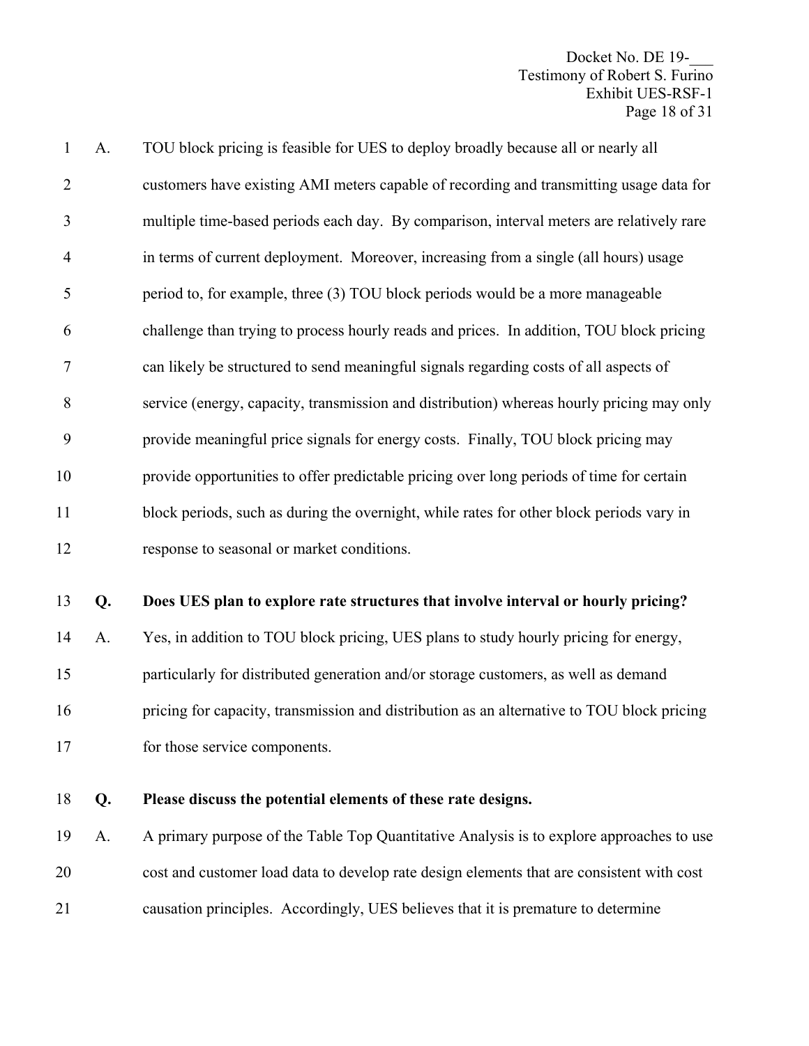A. TOU block pricing is feasible for UES to deploy broadly because all or nearly all customers have existing AMI meters capable of recording and transmitting usage data for multiple time-based periods each day. By comparison, interval meters are relatively rare in terms of current deployment. Moreover, increasing from a single (all hours) usage period to, for example, three (3) TOU block periods would be a more manageable challenge than trying to process hourly reads and prices. In addition, TOU block pricing can likely be structured to send meaningful signals regarding costs of all aspects of service (energy, capacity, transmission and distribution) whereas hourly pricing may only provide meaningful price signals for energy costs. Finally, TOU block pricing may provide opportunities to offer predictable pricing over long periods of time for certain block periods, such as during the overnight, while rates for other block periods vary in response to seasonal or market conditions.

**Q. Does UES plan to explore rate structures that involve interval or hourly pricing?**

A. Yes, in addition to TOU block pricing, UES plans to study hourly pricing for energy, particularly for distributed generation and/or storage customers, as well as demand pricing for capacity, transmission and distribution as an alternative to TOU block pricing for those service components.

**Q. Please discuss the potential elements of these rate designs.**

A. A primary purpose of the Table Top Quantitative Analysis is to explore approaches to use cost and customer load data to develop rate design elements that are consistent with cost causation principles. Accordingly, UES believes that it is premature to determine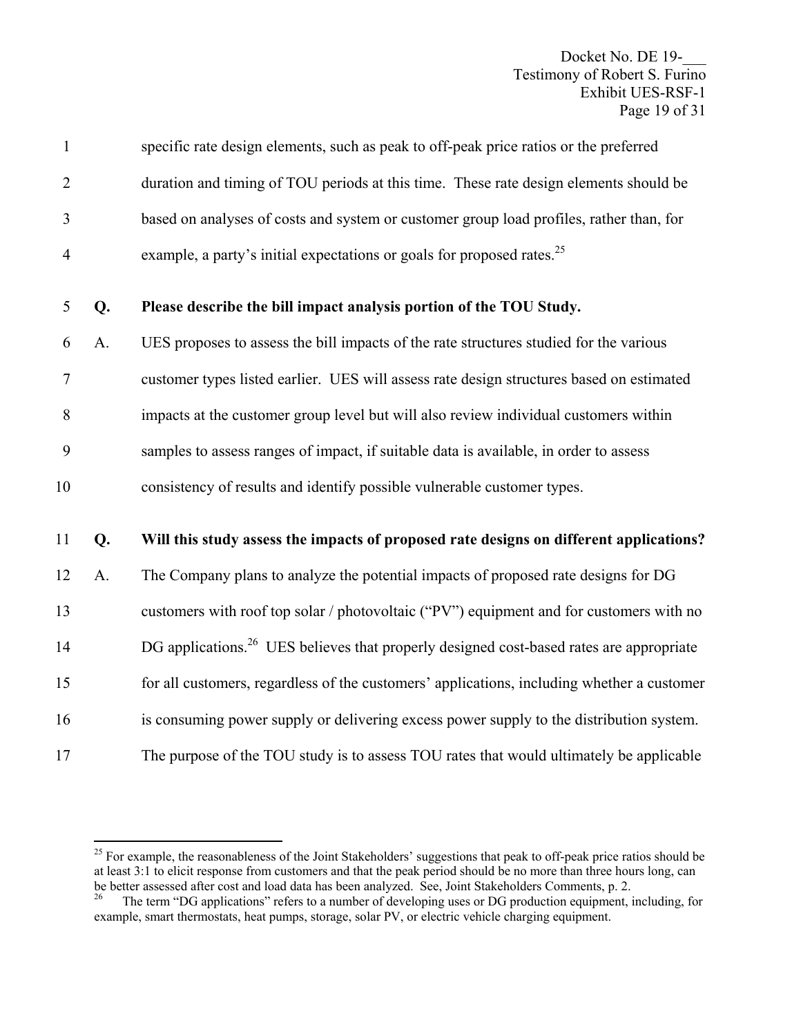specific rate design elements, such as peak to off-peak price ratios or the preferred duration and timing of TOU periods at this time. These rate design elements should be based on analyses of costs and system or customer group load profiles, rather than, for example, a party's initial expectations or goals for proposed rates.[25]

**Q. Please describe the bill impact analysis portion of the TOU Study.**

A. UES proposes to assess the bill impacts of the rate structures studied for the various customer types listed earlier. UES will assess rate design structures based on estimated impacts at the customer group level but will also review individual customers within samples to assess ranges of impact, if suitable data is available, in order to assess consistency of results and identify possible vulnerable customer types.

**Q. Will this study assess the impacts of proposed rate designs on different applications?**

A. The Company plans to analyze the potential impacts of proposed rate designs for DG customers with roof top solar / photovoltaic ("PV") equipment and for customers with no DG applications.[26] UES believes that properly designed cost-based rates are appropriate for all customers, regardless of the customers' applications, including whether a customer is consuming power supply or delivering excess power supply to the distribution system. The purpose of the TOU study is to assess TOU rates that would ultimately be applicable

---

[25] For example, the reasonableness of the Joint Stakeholders' suggestions that peak to off-peak price ratios should be at least 3:1 to elicit response from customers and that the peak period should be no more than three hours long, can be better assessed after cost and load data has been analyzed. See, Joint Stakeholders Comments, p. 2.

[26] The term "DG applications" refers to a number of developing uses or DG production equipment, including, for example, smart thermostats, heat pumps, storage, solar PV, or electric vehicle charging equipment.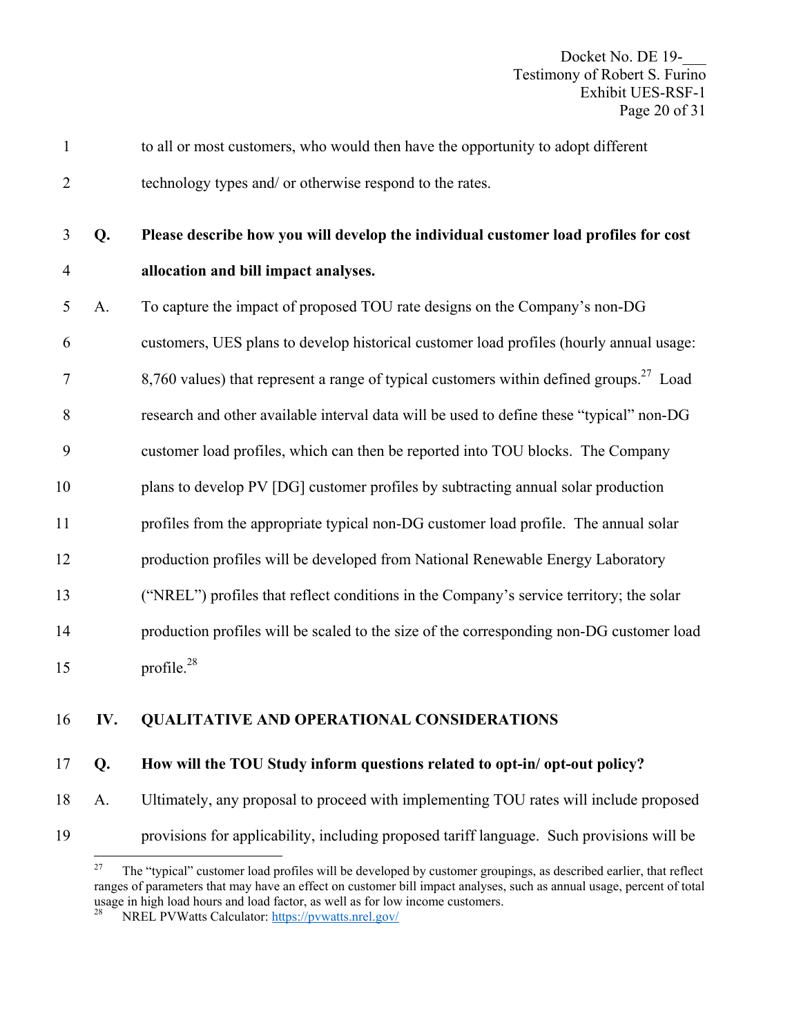to all or most customers, who would then have the opportunity to adopt different technology types and/ or otherwise respond to the rates.

**Q. Please describe how you will develop the individual customer load profiles for cost allocation and bill impact analyses.**

A. To capture the impact of proposed TOU rate designs on the Company's non-DG customers, UES plans to develop historical customer load profiles (hourly annual usage: 8,760 values) that represent a range of typical customers within defined groups.[27] Load research and other available interval data will be used to define these "typical" non-DG customer load profiles, which can then be reported into TOU blocks. The Company plans to develop PV [DG] customer profiles by subtracting annual solar production profiles from the appropriate typical non-DG customer load profile. The annual solar production profiles will be developed from National Renewable Energy Laboratory ("NREL") profiles that reflect conditions in the Company's service territory; the solar production profiles will be scaled to the size of the corresponding non-DG customer load profile.[28]

## IV. QUALITATIVE AND OPERATIONAL CONSIDERATIONS

**Q. How will the TOU Study inform questions related to opt-in/ opt-out policy?**

A. Ultimately, any proposal to proceed with implementing TOU rates will include proposed provisions for applicability, including proposed tariff language. Such provisions will be

---

[27] The "typical" customer load profiles will be developed by customer groupings, as described earlier, that reflect ranges of parameters that may have an effect on customer bill impact analyses, such as annual usage, percent of total usage in high load hours and load factor, as well as for low income customers.

[28] NREL PVWatts Calculator: https://pvwatts.nrel.gov/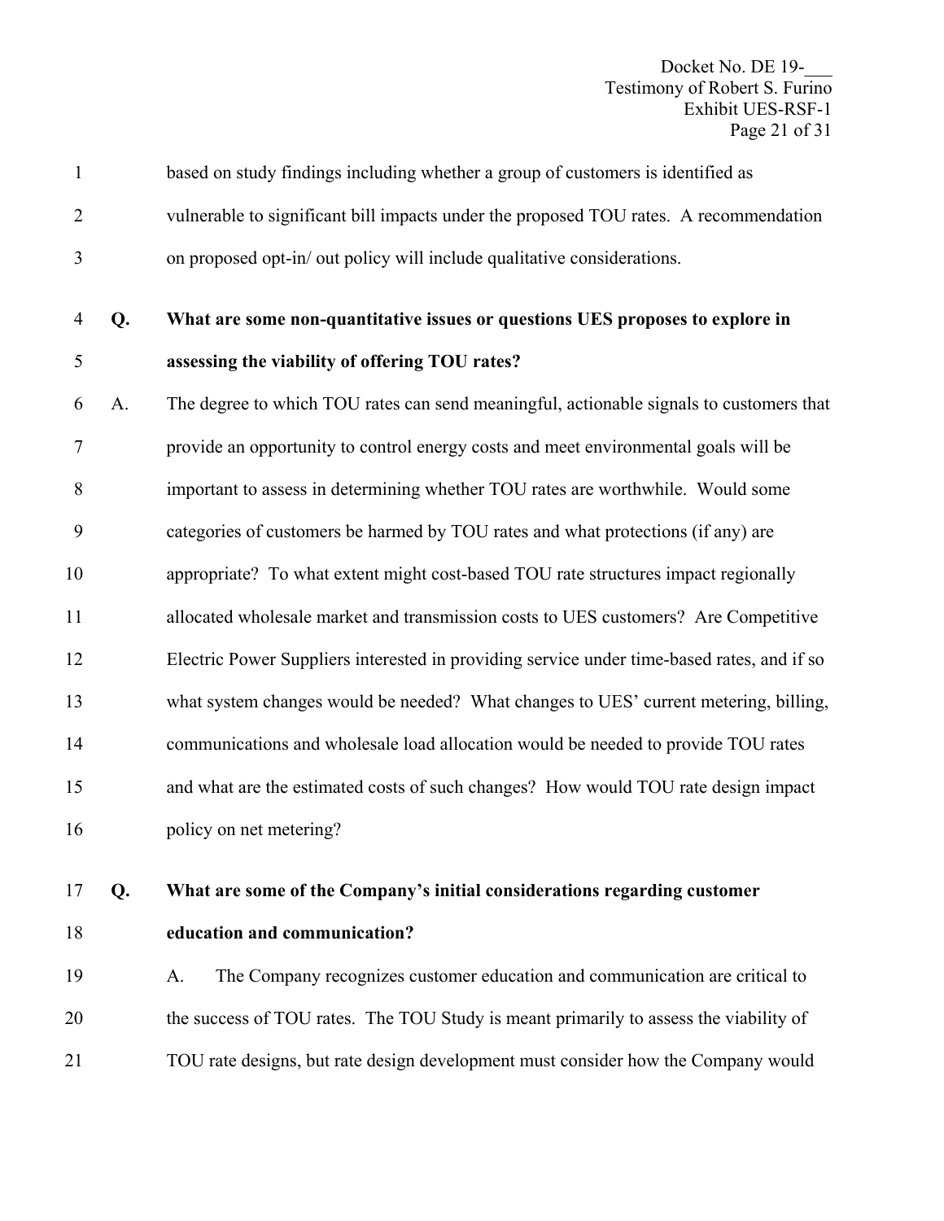based on study findings including whether a group of customers is identified as vulnerable to significant bill impacts under the proposed TOU rates. A recommendation on proposed opt-in/ out policy will include qualitative considerations.

**Q. What are some non-quantitative issues or questions UES proposes to explore in assessing the viability of offering TOU rates?**

A. The degree to which TOU rates can send meaningful, actionable signals to customers that provide an opportunity to control energy costs and meet environmental goals will be important to assess in determining whether TOU rates are worthwhile. Would some categories of customers be harmed by TOU rates and what protections (if any) are appropriate? To what extent might cost-based TOU rate structures impact regionally allocated wholesale market and transmission costs to UES customers? Are Competitive Electric Power Suppliers interested in providing service under time-based rates, and if so what system changes would be needed? What changes to UES' current metering, billing, communications and wholesale load allocation would be needed to provide TOU rates and what are the estimated costs of such changes? How would TOU rate design impact policy on net metering?

**Q. What are some of the Company's initial considerations regarding customer education and communication?**

A. The Company recognizes customer education and communication are critical to the success of TOU rates. The TOU Study is meant primarily to assess the viability of TOU rate designs, but rate design development must consider how the Company would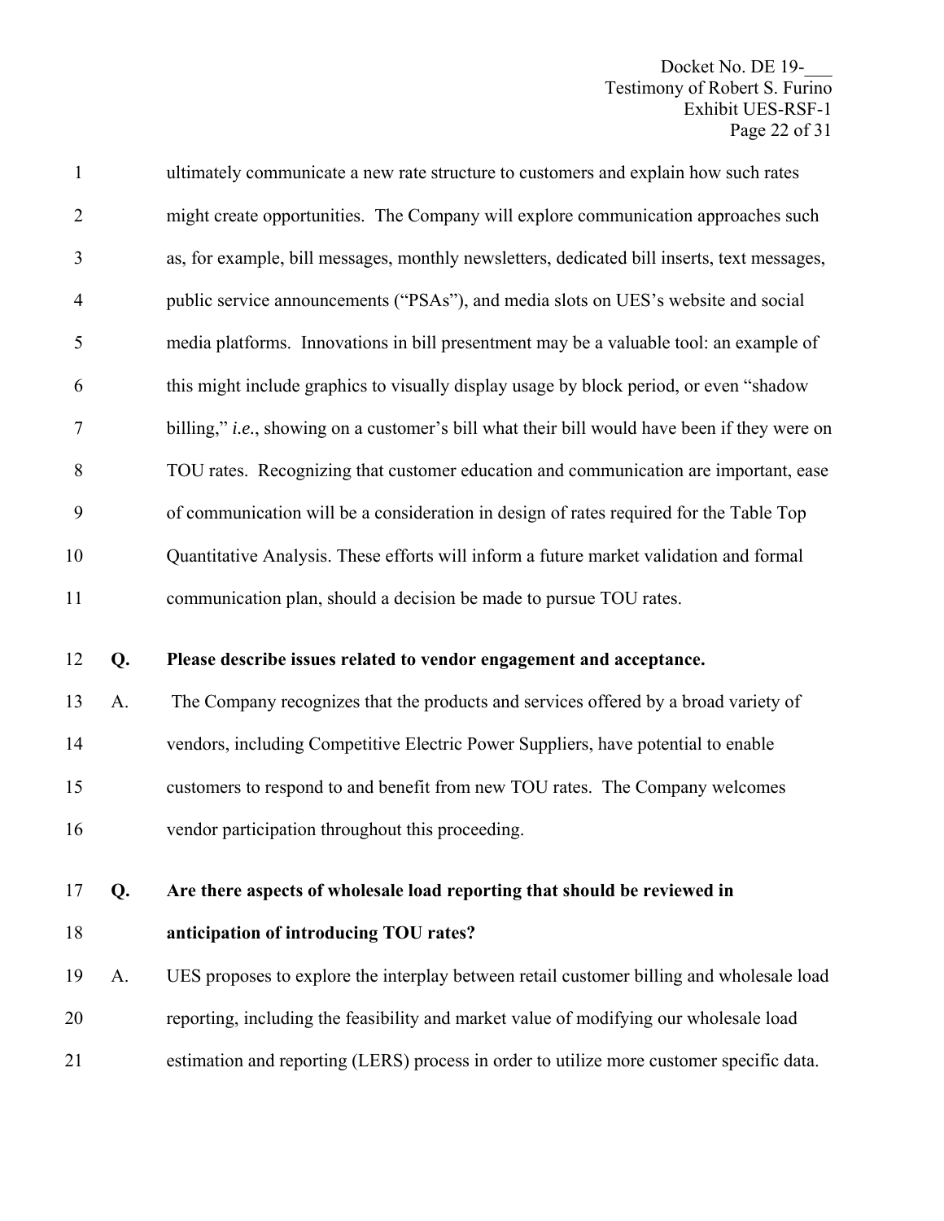ultimately communicate a new rate structure to customers and explain how such rates might create opportunities. The Company will explore communication approaches such as, for example, bill messages, monthly newsletters, dedicated bill inserts, text messages, public service announcements ("PSAs"), and media slots on UES's website and social media platforms. Innovations in bill presentment may be a valuable tool: an example of this might include graphics to visually display usage by block period, or even "shadow billing," *i.e.*, showing on a customer's bill what their bill would have been if they were on TOU rates. Recognizing that customer education and communication are important, ease of communication will be a consideration in design of rates required for the Table Top Quantitative Analysis. These efforts will inform a future market validation and formal communication plan, should a decision be made to pursue TOU rates.

**Q. Please describe issues related to vendor engagement and acceptance.**

A. The Company recognizes that the products and services offered by a broad variety of vendors, including Competitive Electric Power Suppliers, have potential to enable customers to respond to and benefit from new TOU rates. The Company welcomes vendor participation throughout this proceeding.

**Q. Are there aspects of wholesale load reporting that should be reviewed in anticipation of introducing TOU rates?**

A. UES proposes to explore the interplay between retail customer billing and wholesale load reporting, including the feasibility and market value of modifying our wholesale load estimation and reporting (LERS) process in order to utilize more customer specific data.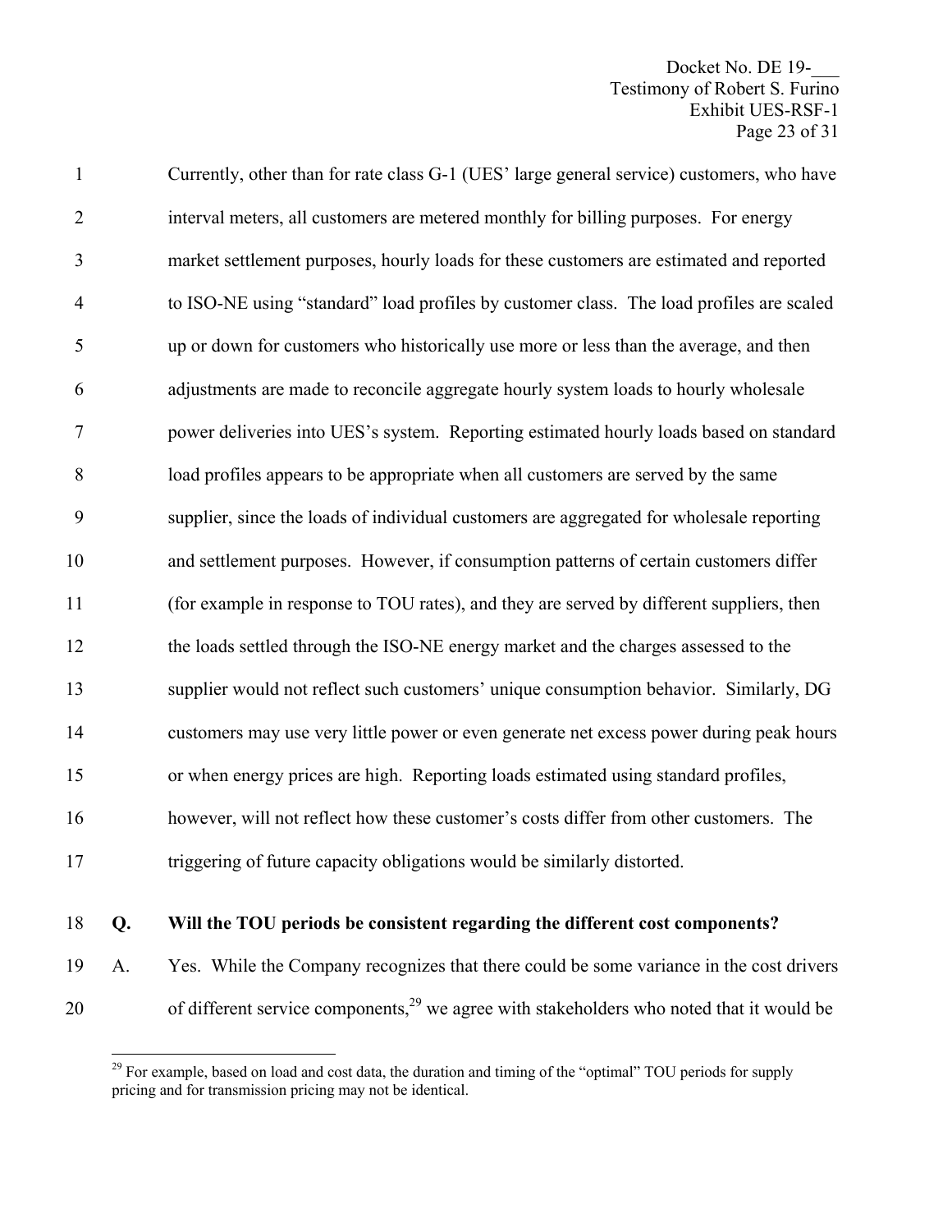Currently, other than for rate class G-1 (UES' large general service) customers, who have interval meters, all customers are metered monthly for billing purposes. For energy market settlement purposes, hourly loads for these customers are estimated and reported to ISO-NE using "standard" load profiles by customer class. The load profiles are scaled up or down for customers who historically use more or less than the average, and then adjustments are made to reconcile aggregate hourly system loads to hourly wholesale power deliveries into UES's system. Reporting estimated hourly loads based on standard load profiles appears to be appropriate when all customers are served by the same supplier, since the loads of individual customers are aggregated for wholesale reporting and settlement purposes. However, if consumption patterns of certain customers differ (for example in response to TOU rates), and they are served by different suppliers, then the loads settled through the ISO-NE energy market and the charges assessed to the supplier would not reflect such customers' unique consumption behavior. Similarly, DG customers may use very little power or even generate net excess power during peak hours or when energy prices are high. Reporting loads estimated using standard profiles, however, will not reflect how these customer's costs differ from other customers. The triggering of future capacity obligations would be similarly distorted.

**Q. Will the TOU periods be consistent regarding the different cost components?**

A. Yes. While the Company recognizes that there could be some variance in the cost drivers of different service components,[29] we agree with stakeholders who noted that it would be

[29] For example, based on load and cost data, the duration and timing of the "optimal" TOU periods for supply pricing and for transmission pricing may not be identical.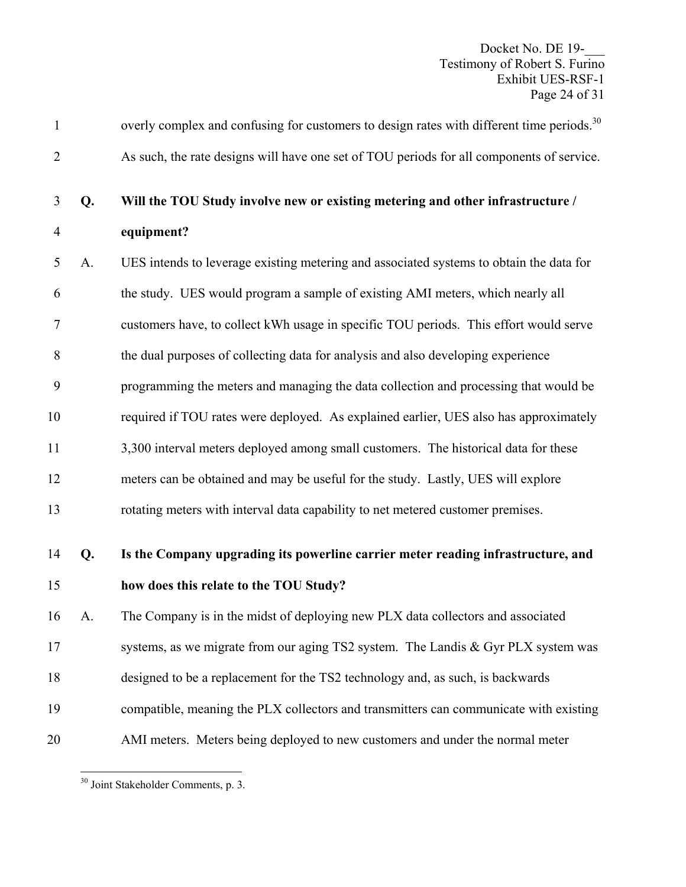overly complex and confusing for customers to design rates with different time periods.[30] As such, the rate designs will have one set of TOU periods for all components of service.

**Q. Will the TOU Study involve new or existing metering and other infrastructure / equipment?**

A. UES intends to leverage existing metering and associated systems to obtain the data for the study. UES would program a sample of existing AMI meters, which nearly all customers have, to collect kWh usage in specific TOU periods. This effort would serve the dual purposes of collecting data for analysis and also developing experience programming the meters and managing the data collection and processing that would be required if TOU rates were deployed. As explained earlier, UES also has approximately 3,300 interval meters deployed among small customers. The historical data for these meters can be obtained and may be useful for the study. Lastly, UES will explore rotating meters with interval data capability to net metered customer premises.

**Q. Is the Company upgrading its powerline carrier meter reading infrastructure, and how does this relate to the TOU Study?**

A. The Company is in the midst of deploying new PLX data collectors and associated systems, as we migrate from our aging TS2 system. The Landis & Gyr PLX system was designed to be a replacement for the TS2 technology and, as such, is backwards compatible, meaning the PLX collectors and transmitters can communicate with existing AMI meters. Meters being deployed to new customers and under the normal meter

[30] Joint Stakeholder Comments, p. 3.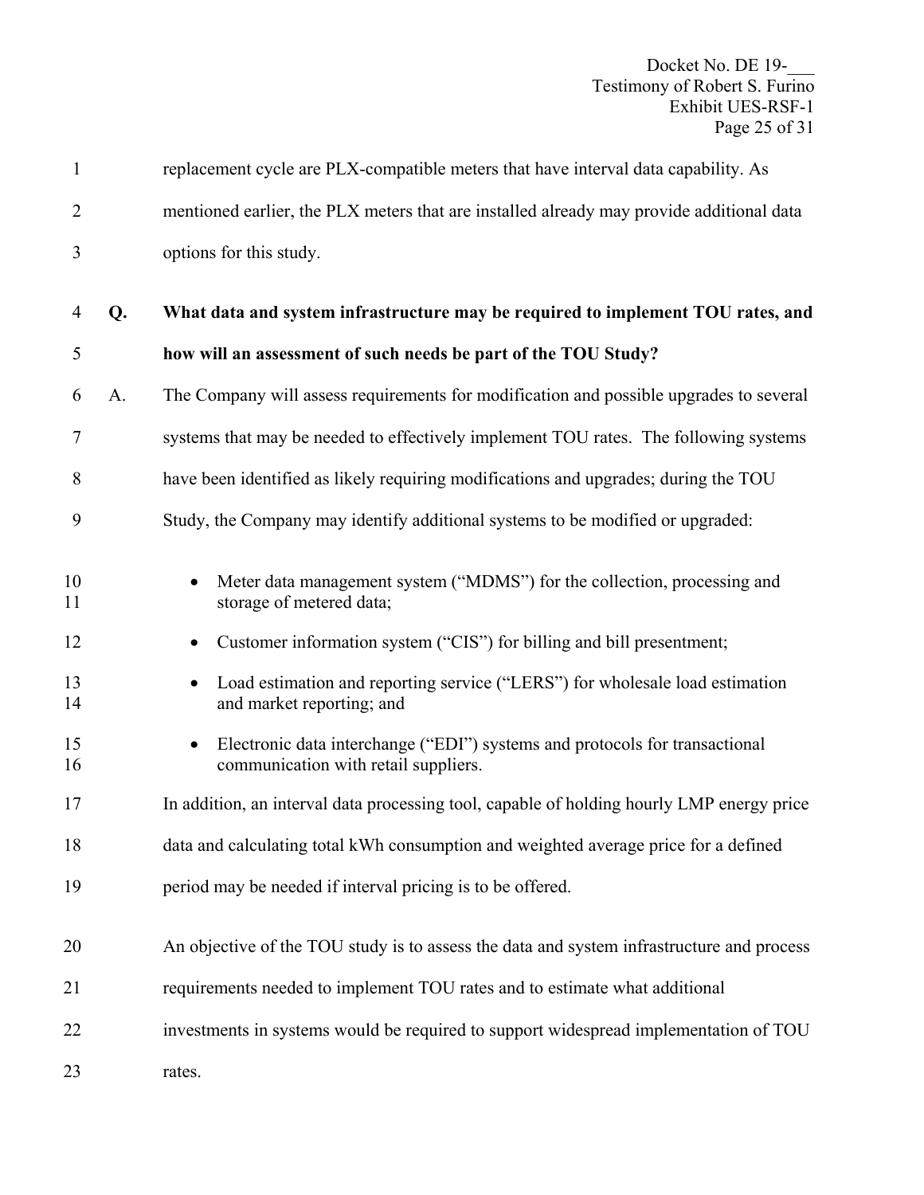replacement cycle are PLX-compatible meters that have interval data capability. As mentioned earlier, the PLX meters that are installed already may provide additional data options for this study.

**Q. What data and system infrastructure may be required to implement TOU rates, and how will an assessment of such needs be part of the TOU Study?**

A. The Company will assess requirements for modification and possible upgrades to several systems that may be needed to effectively implement TOU rates. The following systems have been identified as likely requiring modifications and upgrades; during the TOU Study, the Company may identify additional systems to be modified or upgraded:

- Meter data management system ("MDMS") for the collection, processing and storage of metered data;
- Customer information system ("CIS") for billing and bill presentment;
- Load estimation and reporting service ("LERS") for wholesale load estimation and market reporting; and
- Electronic data interchange ("EDI") systems and protocols for transactional communication with retail suppliers.

In addition, an interval data processing tool, capable of holding hourly LMP energy price data and calculating total kWh consumption and weighted average price for a defined period may be needed if interval pricing is to be offered.

An objective of the TOU study is to assess the data and system infrastructure and process requirements needed to implement TOU rates and to estimate what additional investments in systems would be required to support widespread implementation of TOU rates.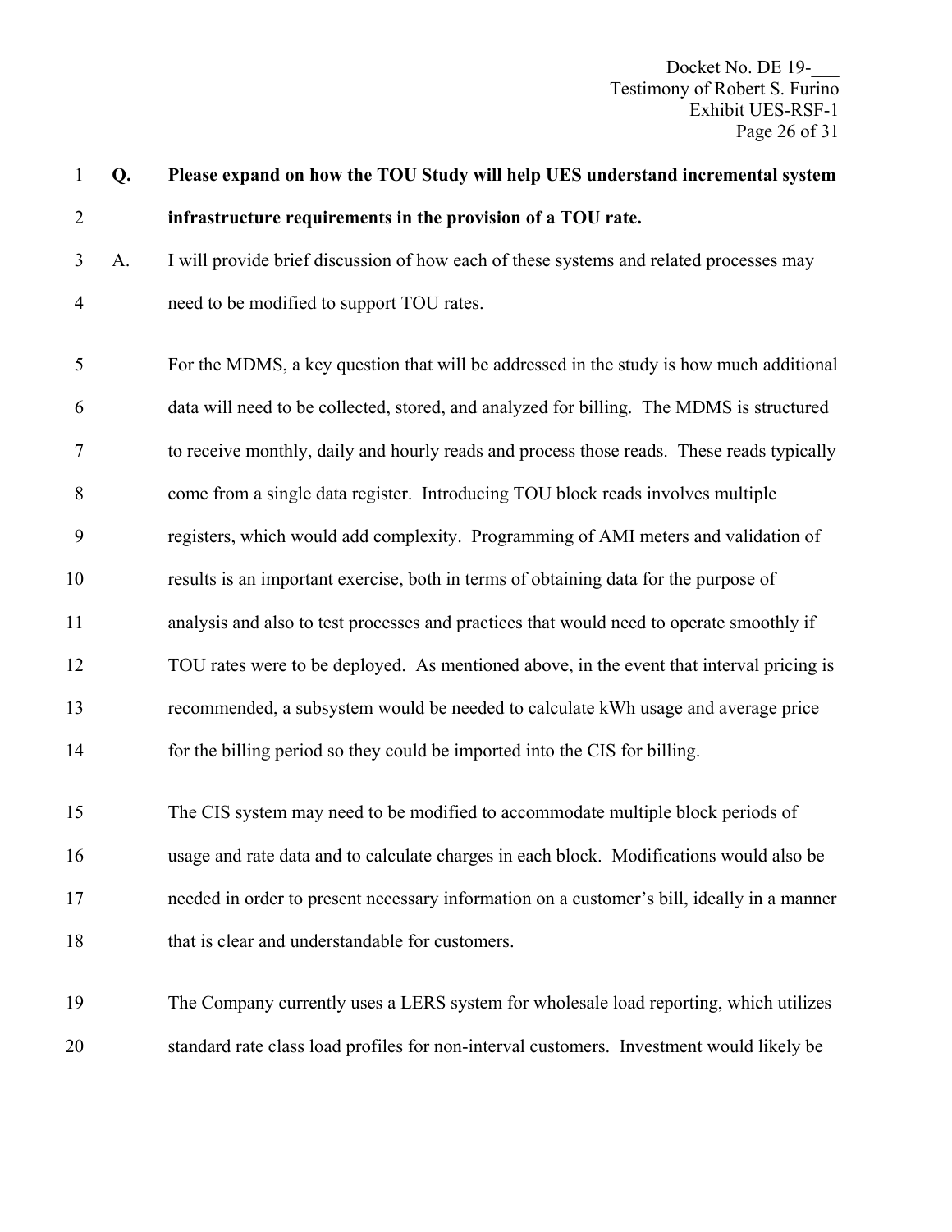**Q. Please expand on how the TOU Study will help UES understand incremental system infrastructure requirements in the provision of a TOU rate.**

A. I will provide brief discussion of how each of these systems and related processes may need to be modified to support TOU rates.

For the MDMS, a key question that will be addressed in the study is how much additional data will need to be collected, stored, and analyzed for billing. The MDMS is structured to receive monthly, daily and hourly reads and process those reads. These reads typically come from a single data register. Introducing TOU block reads involves multiple registers, which would add complexity. Programming of AMI meters and validation of results is an important exercise, both in terms of obtaining data for the purpose of analysis and also to test processes and practices that would need to operate smoothly if TOU rates were to be deployed. As mentioned above, in the event that interval pricing is recommended, a subsystem would be needed to calculate kWh usage and average price for the billing period so they could be imported into the CIS for billing.

The CIS system may need to be modified to accommodate multiple block periods of usage and rate data and to calculate charges in each block. Modifications would also be needed in order to present necessary information on a customer's bill, ideally in a manner that is clear and understandable for customers.

The Company currently uses a LERS system for wholesale load reporting, which utilizes standard rate class load profiles for non-interval customers. Investment would likely be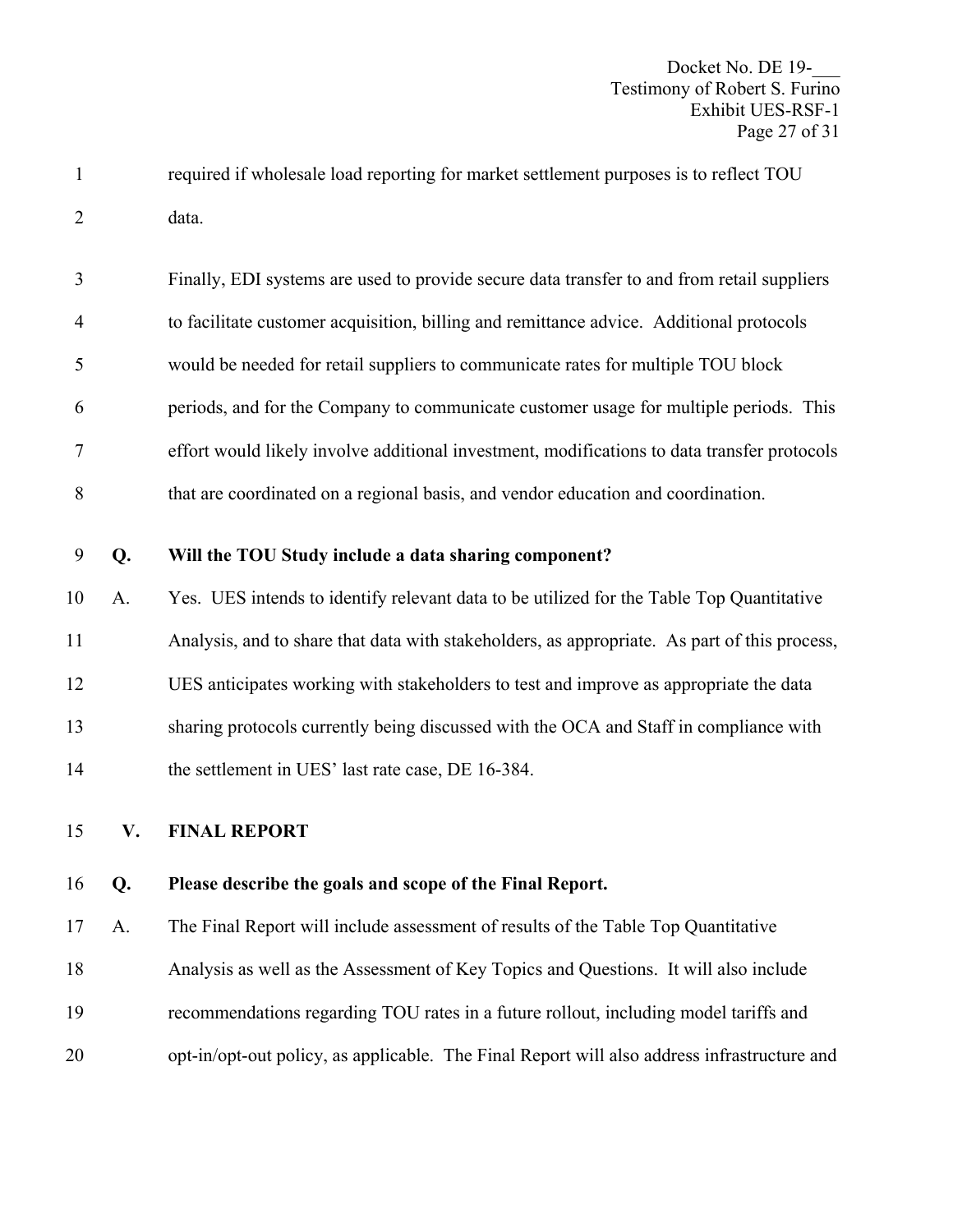required if wholesale load reporting for market settlement purposes is to reflect TOU data.

Finally, EDI systems are used to provide secure data transfer to and from retail suppliers to facilitate customer acquisition, billing and remittance advice. Additional protocols would be needed for retail suppliers to communicate rates for multiple TOU block periods, and for the Company to communicate customer usage for multiple periods. This effort would likely involve additional investment, modifications to data transfer protocols that are coordinated on a regional basis, and vendor education and coordination.

**Q. Will the TOU Study include a data sharing component?**

A. Yes. UES intends to identify relevant data to be utilized for the Table Top Quantitative Analysis, and to share that data with stakeholders, as appropriate. As part of this process, UES anticipates working with stakeholders to test and improve as appropriate the data sharing protocols currently being discussed with the OCA and Staff in compliance with the settlement in UES' last rate case, DE 16-384.

## V. FINAL REPORT

**Q. Please describe the goals and scope of the Final Report.**

A. The Final Report will include assessment of results of the Table Top Quantitative Analysis as well as the Assessment of Key Topics and Questions. It will also include recommendations regarding TOU rates in a future rollout, including model tariffs and opt-in/opt-out policy, as applicable. The Final Report will also address infrastructure and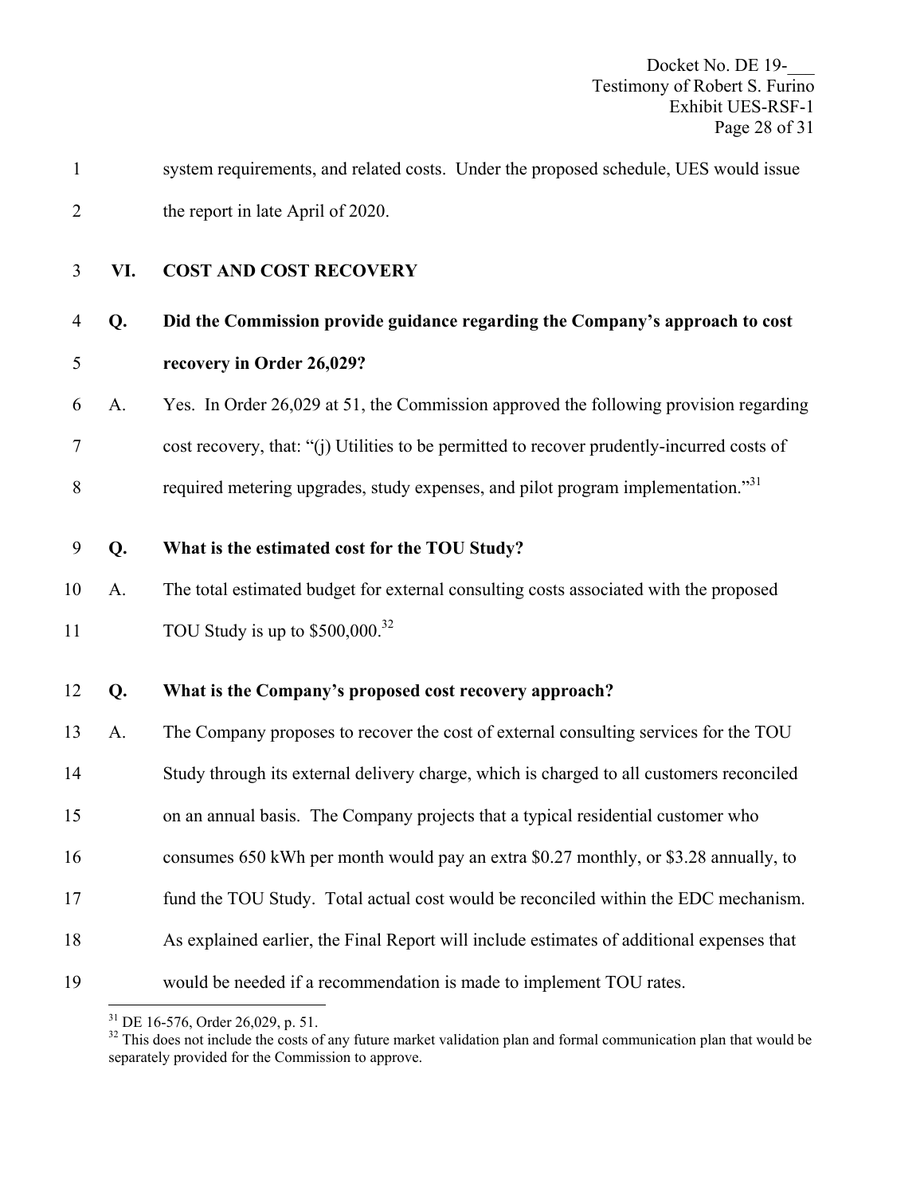system requirements, and related costs. Under the proposed schedule, UES would issue the report in late April of 2020.

## VI. COST AND COST RECOVERY

**Q. Did the Commission provide guidance regarding the Company's approach to cost recovery in Order 26,029?**

A. Yes. In Order 26,029 at 51, the Commission approved the following provision regarding cost recovery, that: "(j) Utilities to be permitted to recover prudently-incurred costs of required metering upgrades, study expenses, and pilot program implementation."[31]

**Q. What is the estimated cost for the TOU Study?**

A. The total estimated budget for external consulting costs associated with the proposed TOU Study is up to $500,000.[32]

**Q. What is the Company's proposed cost recovery approach?**

A. The Company proposes to recover the cost of external consulting services for the TOU Study through its external delivery charge, which is charged to all customers reconciled on an annual basis. The Company projects that a typical residential customer who consumes 650 kWh per month would pay an extra $0.27 monthly, or $3.28 annually, to fund the TOU Study. Total actual cost would be reconciled within the EDC mechanism. As explained earlier, the Final Report will include estimates of additional expenses that would be needed if a recommendation is made to implement TOU rates.

---

[31] DE 16-576, Order 26,029, p. 51.

[32] This does not include the costs of any future market validation plan and formal communication plan that would be separately provided for the Commission to approve.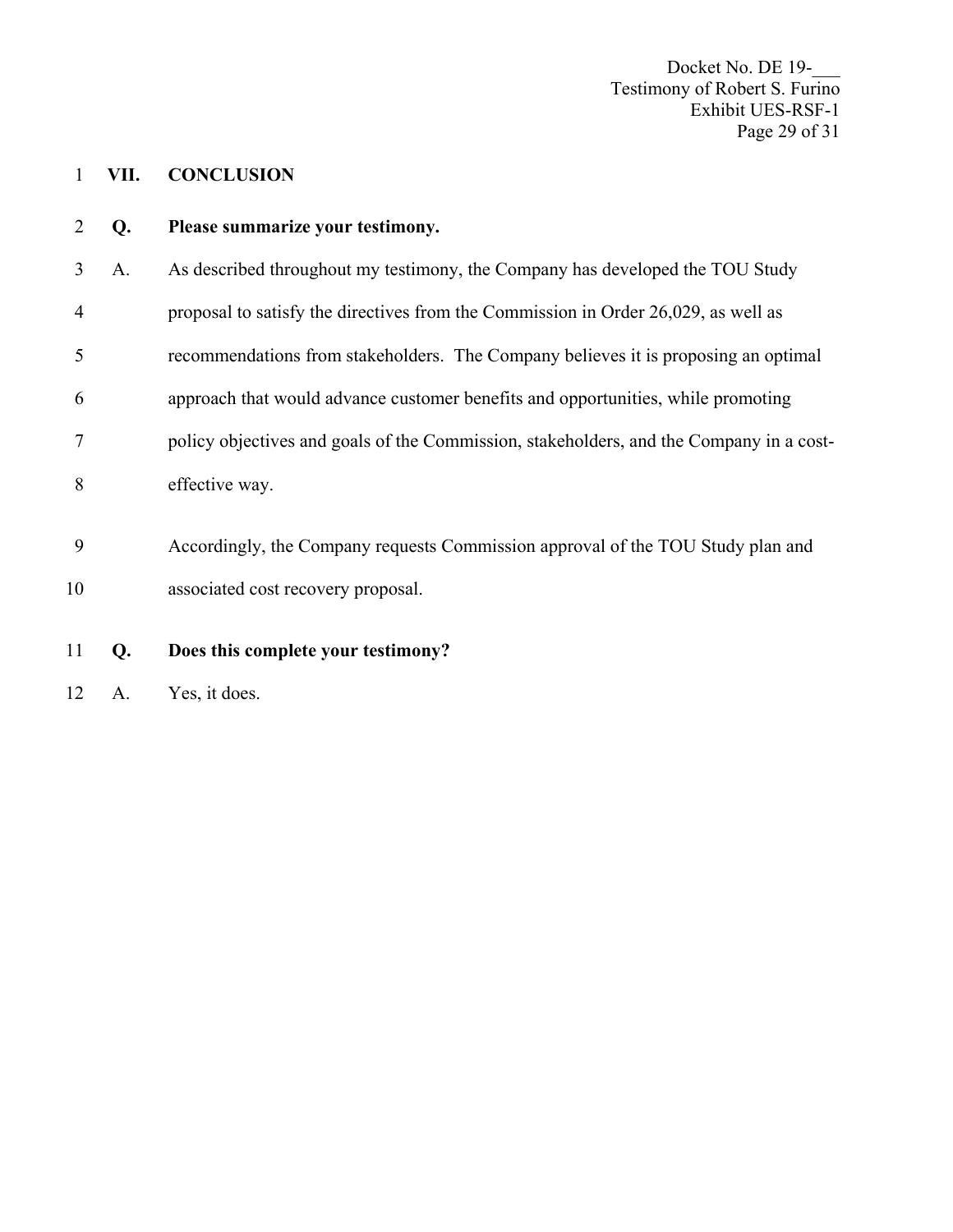## VII. CONCLUSION

**Q. Please summarize your testimony.**

A. As described throughout my testimony, the Company has developed the TOU Study proposal to satisfy the directives from the Commission in Order 26,029, as well as recommendations from stakeholders. The Company believes it is proposing an optimal approach that would advance customer benefits and opportunities, while promoting policy objectives and goals of the Commission, stakeholders, and the Company in a cost-effective way.

Accordingly, the Company requests Commission approval of the TOU Study plan and associated cost recovery proposal.

**Q. Does this complete your testimony?**

A. Yes, it does.